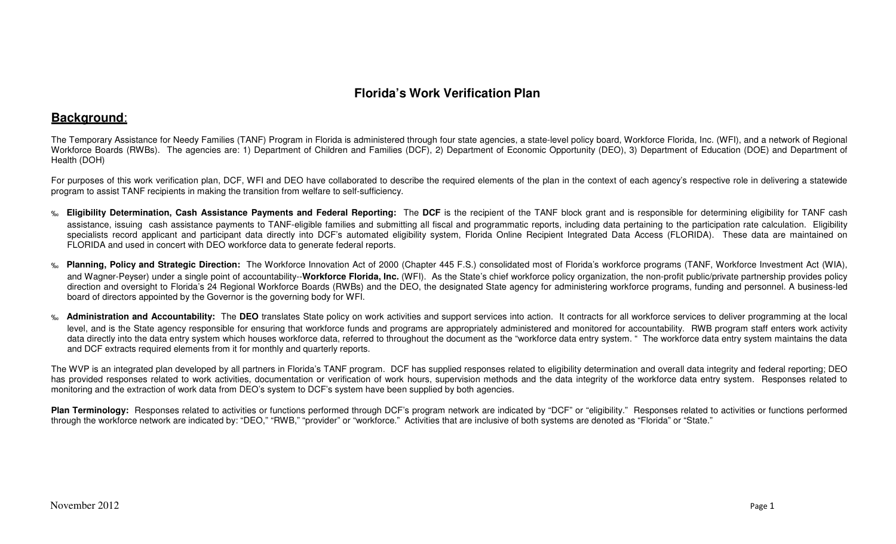# Florida's Work Verification Plan

## Background:

The Temporary Assistance for Needy Families (TANF) Program in Florida is administered through four state agencies, a state-level policy board, Workforce Florida, Inc. (WFI), and a network of Regional Workforce Boards (RWBs). The agencies are: 1) Department of Children and Families (DCF), 2) Department of Economic Opportunity (DEO), 3) Department of Education (DOE) and Department of Health (DOH)

For purposes of this work verification plan, DCF, WFI and DEO have collaborated to describe the required elements of the plan in the context of each agency's respective role in delivering a statewide program to assist TANF recipients in making the transition from welfare to self-sufficiency.

- **Eligibility Determination, Cash Assistance Payments and Federal Reporting:** The **DCF** is the recipient of the TANF block grant and is responsible for determining eligibility for TANF cash assistance, issuing cash assistance payments to TANF-eligible families and submitting all fiscal and programmatic reports, including data pertaining to the participation rate calculation. Eligibility specialists record applicant and participant data directly into DCF's automated eligibility system, Florida Online Recipient Integrated Data Access (FLORIDA). These data are maintained on FLORIDA and used in concert with DEO workforce data to generate federal reports.

- **Planning, Policy and Strategic Direction:** The Workforce Innovation Act of 2000 (Chapter 445 F.S.) consolidated most of Florida's workforce programs (TANF, Workforce Investment Act (WIA), and Wagner-Peyser) under a single point of accountability--**Workforce Florida, Inc.** (WFI). As the State's chief workforce policy organization, the non-profit public/private partnership provides policy direction and oversight to Florida's 24 Regional Workforce Boards (RWBs) and the DEO, the designated State agency for administering workforce programs, funding and personnel. A business-led board of directors appointed by the Governor is the governing body for WFI.

- **Administration and Accountability:** The **DEO** translates State policy on work activities and support services into action. It contracts for all workforce services to deliver programming at the local level, and is the State agency responsible for ensuring that workforce funds and programs are appropriately administered and monitored for accountability. RWB program staff enters work activity data directly into the data entry system which houses workforce data, referred to throughout the document as the "workforce data entry system. " The workforce data entry system maintains the data and DCF extracts required elements from it for monthly and quarterly reports.

The WVP is an integrated plan developed by all partners in Florida's TANF program. DCF has supplied responses related to eligibility determination and overall data integrity and federal reporting; DEO has provided responses related to work activities, documentation or verification of work hours, supervision methods and the data integrity of the workforce data entry system. Responses related to monitoring and the extraction of work data from DEO's system to DCF's system have been supplied by both agencies.

**Plan Terminology:** Responses related to activities or functions performed through DCF's program network are indicated by "DCF" or "eligibility." Responses related to activities or functions performed through the workforce network are indicated by: "DEO," "RWB," "provider" or "workforce." Activities that are inclusive of both systems are denoted as "Florida" or "State."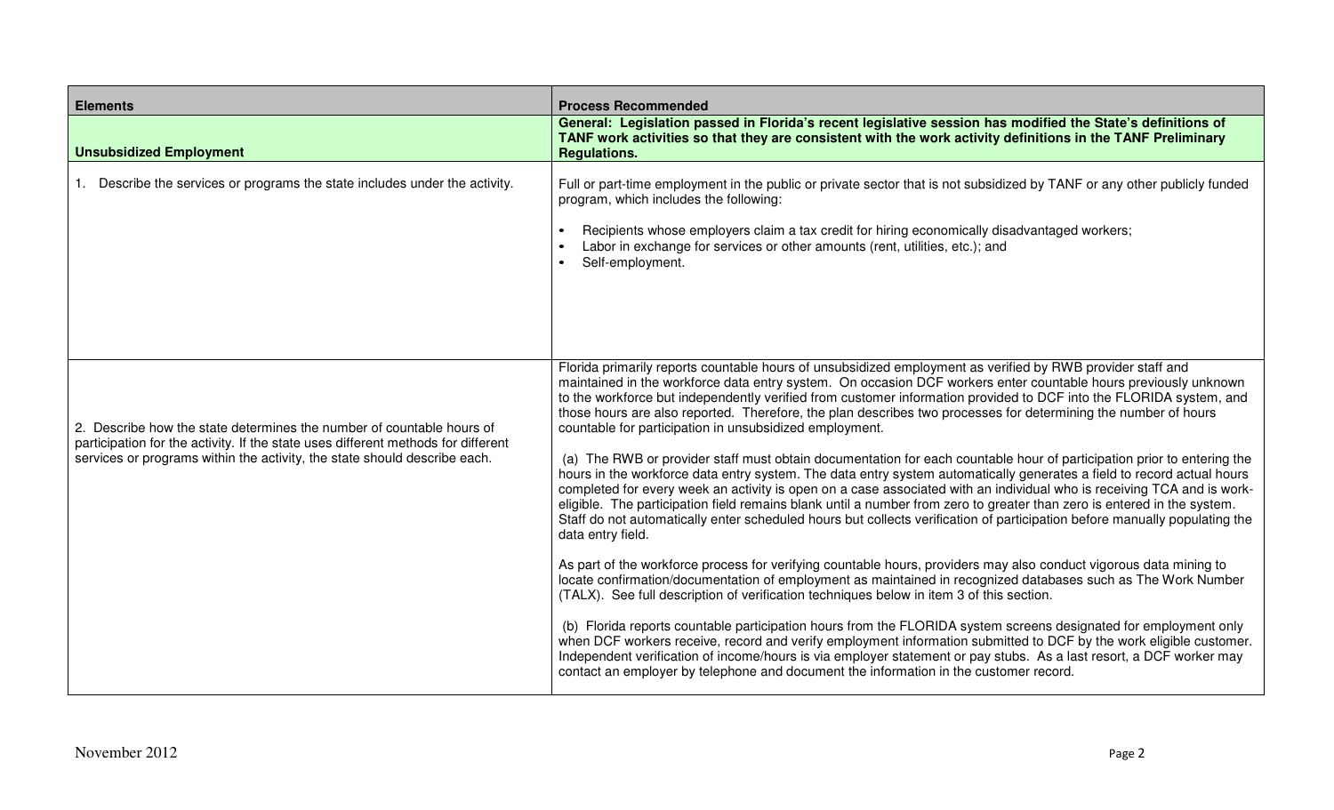| Elements | Process Recommended |
| --- | --- |
| **Unsubsidized Employment** | **General: Legislation passed in Florida's recent legislative session has modified the State's definitions of TANF work activities so that they are consistent with the work activity definitions in the TANF Preliminary Regulations.** |
| 1. Describe the services or programs the state includes under the activity. | Full or part-time employment in the public or private sector that is not subsidized by TANF or any other publicly funded program, which includes the following:<br><br>• Recipients whose employers claim a tax credit for hiring economically disadvantaged workers;<br>• Labor in exchange for services or other amounts (rent, utilities, etc.); and<br>• Self-employment. |
| 2. Describe how the state determines the number of countable hours of participation for the activity. If the state uses different methods for different services or programs within the activity, the state should describe each. | Florida primarily reports countable hours of unsubsidized employment as verified by RWB provider staff and maintained in the workforce data entry system. On occasion DCF workers enter countable hours previously unknown to the workforce but independently verified from customer information provided to DCF into the FLORIDA system, and those hours are also reported. Therefore, the plan describes two processes for determining the number of hours countable for participation in unsubsidized employment.<br><br>(a) The RWB or provider staff must obtain documentation for each countable hour of participation prior to entering the hours in the workforce data entry system. The data entry system automatically generates a field to record actual hours completed for every week an activity is open on a case associated with an individual who is receiving TCA and is work-eligible. The participation field remains blank until a number from zero to greater than zero is entered in the system. Staff do not automatically enter scheduled hours but collects verification of participation before manually populating the data entry field.<br><br>As part of the workforce process for verifying countable hours, providers may also conduct vigorous data mining to locate confirmation/documentation of employment as maintained in recognized databases such as The Work Number (TALX). See full description of verification techniques below in item 3 of this section.<br><br>(b) Florida reports countable participation hours from the FLORIDA system screens designated for employment only when DCF workers receive, record and verify employment information submitted to DCF by the work eligible customer. Independent verification of income/hours is via employer statement or pay stubs. As a last resort, a DCF worker may contact an employer by telephone and document the information in the customer record. |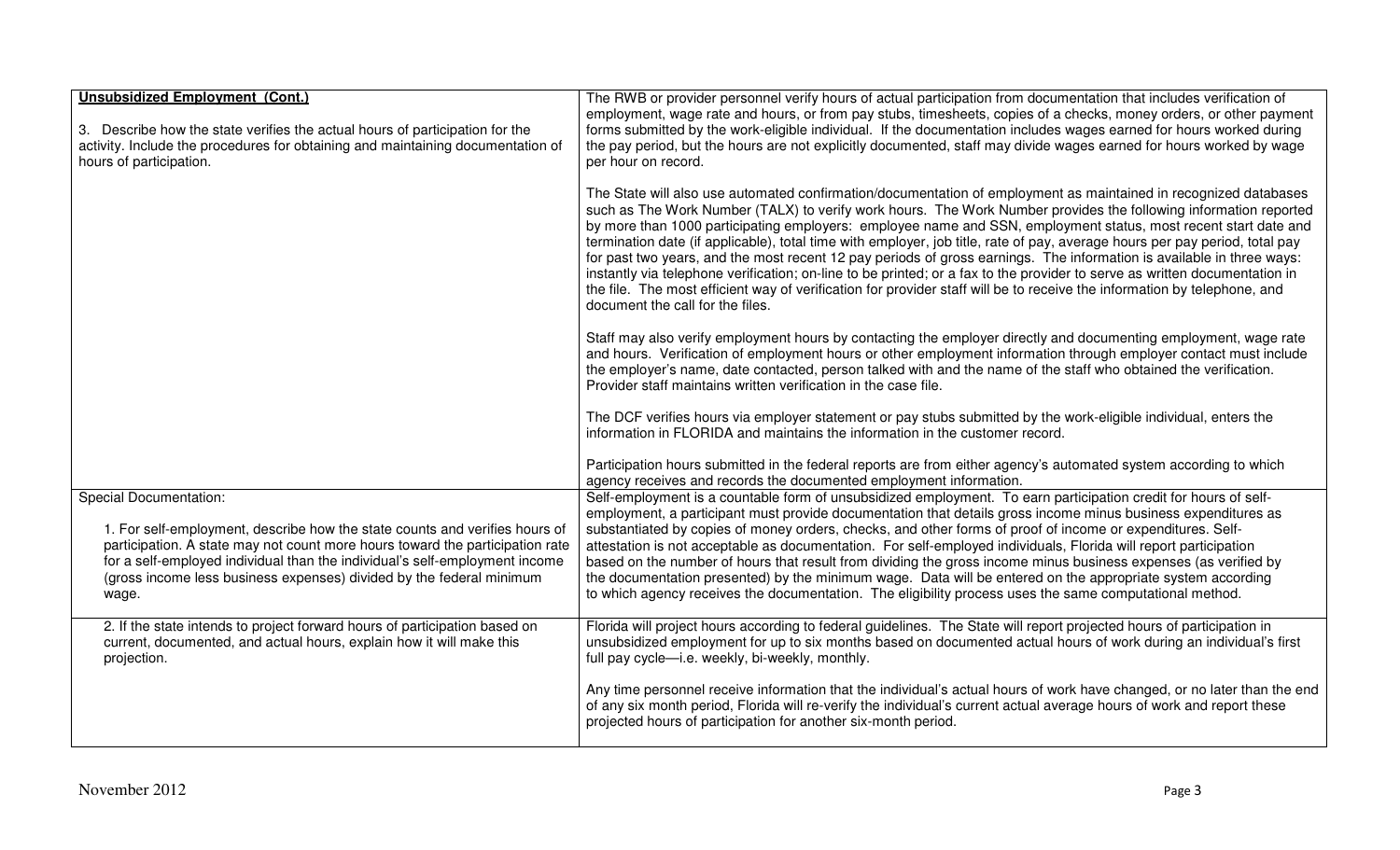| **Unsubsidized Employment (Cont.)**<br><br>3. Describe how the state verifies the actual hours of participation for the activity. Include the procedures for obtaining and maintaining documentation of hours of participation. | The RWB or provider personnel verify hours of actual participation from documentation that includes verification of employment, wage rate and hours, or from pay stubs, timesheets, copies of a checks, money orders, or other payment forms submitted by the work-eligible individual. If the documentation includes wages earned for hours worked during the pay period, but the hours are not explicitly documented, staff may divide wages earned for hours worked by wage per hour on record.<br><br>The State will also use automated confirmation/documentation of employment as maintained in recognized databases such as The Work Number (TALX) to verify work hours. The Work Number provides the following information reported by more than 1000 participating employers: employee name and SSN, employment status, most recent start date and termination date (if applicable), total time with employer, job title, rate of pay, average hours per pay period, total pay for past two years, and the most recent 12 pay periods of gross earnings. The information is available in three ways: instantly via telephone verification; on-line to be printed; or a fax to the provider to serve as written documentation in the file. The most efficient way of verification for provider staff will be to receive the information by telephone, and document the call for the files.<br><br>Staff may also verify employment hours by contacting the employer directly and documenting employment, wage rate and hours. Verification of employment hours or other employment information through employer contact must include the employer's name, date contacted, person talked with and the name of the staff who obtained the verification. Provider staff maintains written verification in the case file.<br><br>The DCF verifies hours via employer statement or pay stubs submitted by the work-eligible individual, enters the information in FLORIDA and maintains the information in the customer record.<br><br>Participation hours submitted in the federal reports are from either agency's automated system according to which agency receives and records the documented employment information. |
|---|---|
| Special Documentation:<br><br>1. For self-employment, describe how the state counts and verifies hours of participation. A state may not count more hours toward the participation rate for a self-employed individual than the individual's self-employment income (gross income less business expenses) divided by the federal minimum wage. | Self-employment is a countable form of unsubsidized employment. To earn participation credit for hours of self-employment, a participant must provide documentation that details gross income minus business expenditures as substantiated by copies of money orders, checks, and other forms of proof of income or expenditures. Self-attestation is not acceptable as documentation. For self-employed individuals, Florida will report participation based on the number of hours that result from dividing the gross income minus business expenses (as verified by the documentation presented) by the minimum wage. Data will be entered on the appropriate system according to which agency receives the documentation. The eligibility process uses the same computational method. |
| 2. If the state intends to project forward hours of participation based on current, documented, and actual hours, explain how it will make this projection. | Florida will project hours according to federal guidelines. The State will report projected hours of participation in unsubsidized employment for up to six months based on documented actual hours of work during an individual's first full pay cycle—i.e. weekly, bi-weekly, monthly.<br><br>Any time personnel receive information that the individual's actual hours of work have changed, or no later than the end of any six month period, Florida will re-verify the individual's current actual average hours of work and report these projected hours of participation for another six-month period. |

November 2012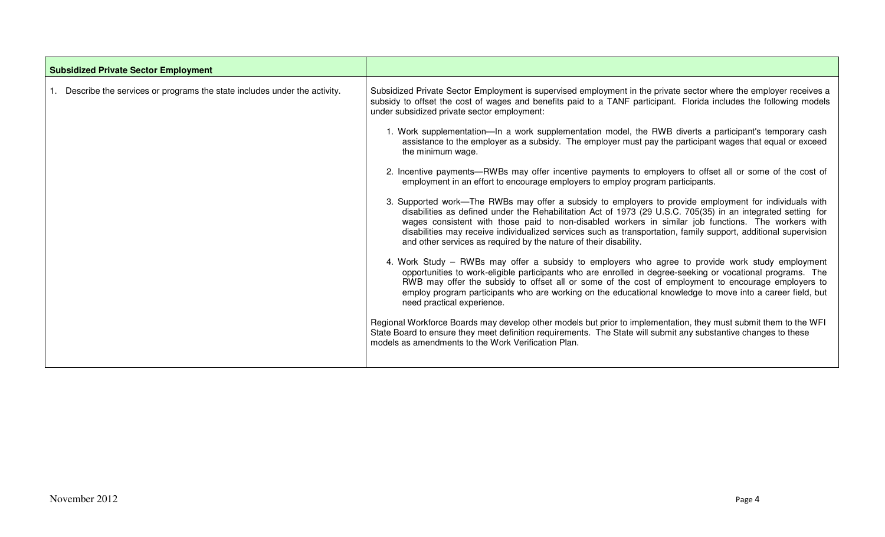| Subsidized Private Sector Employment | |
|---|---|
| 1. Describe the services or programs the state includes under the activity. | Subsidized Private Sector Employment is supervised employment in the private sector where the employer receives a subsidy to offset the cost of wages and benefits paid to a TANF participant. Florida includes the following models under subsidized private sector employment:<br><br>1. Work supplementation—In a work supplementation model, the RWB diverts a participant's temporary cash assistance to the employer as a subsidy. The employer must pay the participant wages that equal or exceed the minimum wage.<br><br>2. Incentive payments—RWBs may offer incentive payments to employers to offset all or some of the cost of employment in an effort to encourage employers to employ program participants.<br><br>3. Supported work—The RWBs may offer a subsidy to employers to provide employment for individuals with disabilities as defined under the Rehabilitation Act of 1973 (29 U.S.C. 705(35) in an integrated setting for wages consistent with those paid to non-disabled workers in similar job functions. The workers with disabilities may receive individualized services such as transportation, family support, additional supervision and other services as required by the nature of their disability.<br><br>4. Work Study – RWBs may offer a subsidy to employers who agree to provide work study employment opportunities to work-eligible participants who are enrolled in degree-seeking or vocational programs. The RWB may offer the subsidy to offset all or some of the cost of employment to encourage employers to employ program participants who are working on the educational knowledge to move into a career field, but need practical experience.<br><br>Regional Workforce Boards may develop other models but prior to implementation, they must submit them to the WFI State Board to ensure they meet definition requirements. The State will submit any substantive changes to these models as amendments to the Work Verification Plan. |

November 2012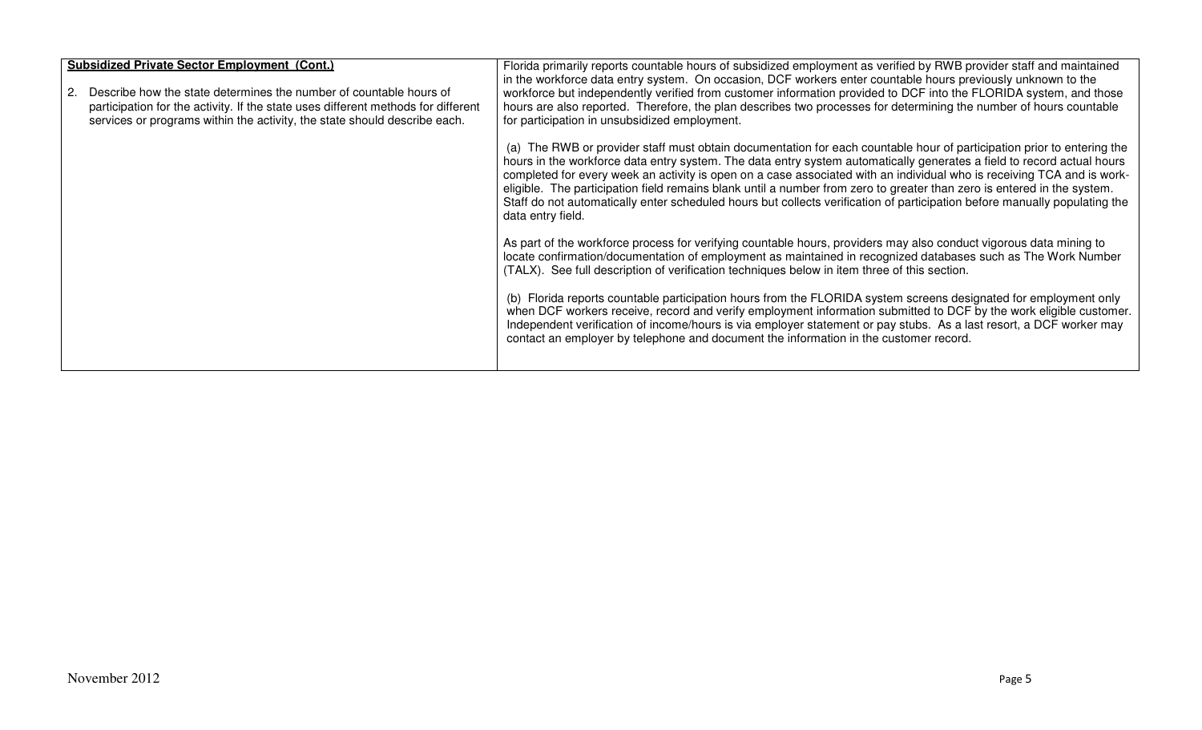| **Subsidized Private Sector Employment (Cont.)**<br><br>2. Describe how the state determines the number of countable hours of participation for the activity. If the state uses different methods for different services or programs within the activity, the state should describe each. | Florida primarily reports countable hours of subsidized employment as verified by RWB provider staff and maintained in the workforce data entry system. On occasion, DCF workers enter countable hours previously unknown to the workforce but independently verified from customer information provided to DCF into the FLORIDA system, and those hours are also reported. Therefore, the plan describes two processes for determining the number of hours countable for participation in unsubsidized employment.<br><br>(a) The RWB or provider staff must obtain documentation for each countable hour of participation prior to entering the hours in the workforce data entry system. The data entry system automatically generates a field to record actual hours completed for every week an activity is open on a case associated with an individual who is receiving TCA and is work-eligible. The participation field remains blank until a number from zero to greater than zero is entered in the system. Staff do not automatically enter scheduled hours but collects verification of participation before manually populating the data entry field.<br><br>As part of the workforce process for verifying countable hours, providers may also conduct vigorous data mining to locate confirmation/documentation of employment as maintained in recognized databases such as The Work Number (TALX). See full description of verification techniques below in item three of this section.<br><br>(b) Florida reports countable participation hours from the FLORIDA system screens designated for employment only when DCF workers receive, record and verify employment information submitted to DCF by the work eligible customer. Independent verification of income/hours is via employer statement or pay stubs. As a last resort, a DCF worker may contact an employer by telephone and document the information in the customer record. |
|---|---|

November 2012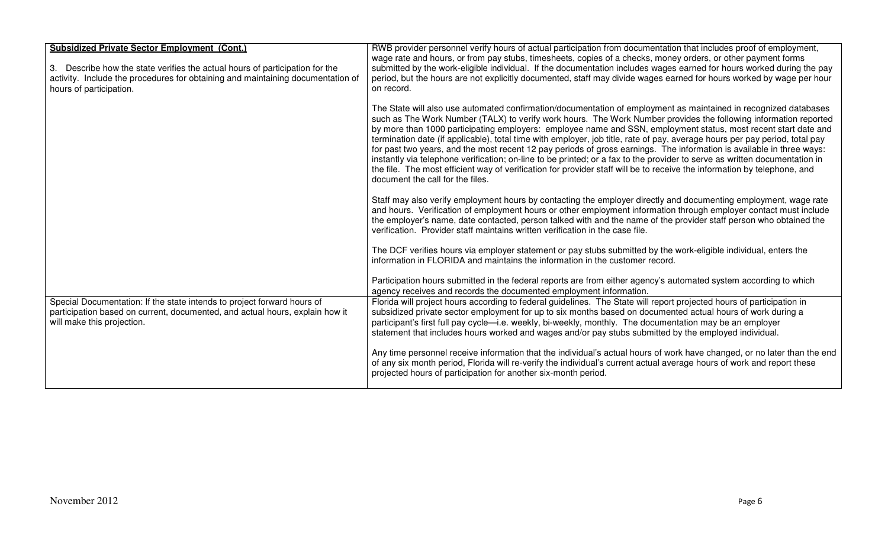| **Subsidized Private Sector Employment (Cont.)**<br><br>3. Describe how the state verifies the actual hours of participation for the activity. Include the procedures for obtaining and maintaining documentation of hours of participation. | RWB provider personnel verify hours of actual participation from documentation that includes proof of employment, wage rate and hours, or from pay stubs, timesheets, copies of a checks, money orders, or other payment forms submitted by the work-eligible individual. If the documentation includes wages earned for hours worked during the pay period, but the hours are not explicitly documented, staff may divide wages earned for hours worked by wage per hour on record.<br><br>The State will also use automated confirmation/documentation of employment as maintained in recognized databases such as The Work Number (TALX) to verify work hours. The Work Number provides the following information reported by more than 1000 participating employers: employee name and SSN, employment status, most recent start date and termination date (if applicable), total time with employer, job title, rate of pay, average hours per pay period, total pay for past two years, and the most recent 12 pay periods of gross earnings. The information is available in three ways: instantly via telephone verification; on-line to be printed; or a fax to the provider to serve as written documentation in the file. The most efficient way of verification for provider staff will be to receive the information by telephone, and document the call for the files.<br><br>Staff may also verify employment hours by contacting the employer directly and documenting employment, wage rate and hours. Verification of employment hours or other employment information through employer contact must include the employer's name, date contacted, person talked with and the name of the provider staff person who obtained the verification. Provider staff maintains written verification in the case file.<br><br>The DCF verifies hours via employer statement or pay stubs submitted by the work-eligible individual, enters the information in FLORIDA and maintains the information in the customer record.<br><br>Participation hours submitted in the federal reports are from either agency's automated system according to which agency receives and records the documented employment information. |
|---|---|
| Special Documentation: If the state intends to project forward hours of participation based on current, documented, and actual hours, explain how it will make this projection. | Florida will project hours according to federal guidelines. The State will report projected hours of participation in subsidized private sector employment for up to six months based on documented actual hours of work during a participant's first full pay cycle—i.e. weekly, bi-weekly, monthly. The documentation may be an employer statement that includes hours worked and wages and/or pay stubs submitted by the employed individual.<br><br>Any time personnel receive information that the individual's actual hours of work have changed, or no later than the end of any six month period, Florida will re-verify the individual's current actual average hours of work and report these projected hours of participation for another six-month period. |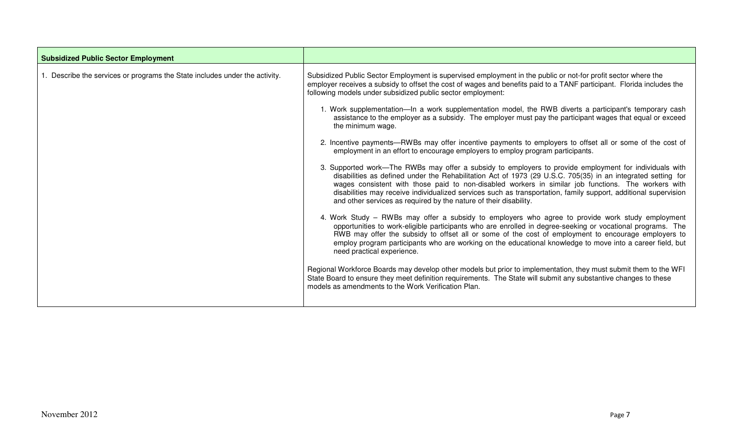| **Subsidized Public Sector Employment** | |
|---|---|
| 1. Describe the services or programs the State includes under the activity. | Subsidized Public Sector Employment is supervised employment in the public or not-for profit sector where the employer receives a subsidy to offset the cost of wages and benefits paid to a TANF participant. Florida includes the following models under subsidized public sector employment:<br><br>1. Work supplementation—In a work supplementation model, the RWB diverts a participant's temporary cash assistance to the employer as a subsidy. The employer must pay the participant wages that equal or exceed the minimum wage.<br><br>2. Incentive payments—RWBs may offer incentive payments to employers to offset all or some of the cost of employment in an effort to encourage employers to employ program participants.<br><br>3. Supported work—The RWBs may offer a subsidy to employers to provide employment for individuals with disabilities as defined under the Rehabilitation Act of 1973 (29 U.S.C. 705(35) in an integrated setting for wages consistent with those paid to non-disabled workers in similar job functions. The workers with disabilities may receive individualized services such as transportation, family support, additional supervision and other services as required by the nature of their disability.<br><br>4. Work Study – RWBs may offer a subsidy to employers who agree to provide work study employment opportunities to work-eligible participants who are enrolled in degree-seeking or vocational programs. The RWB may offer the subsidy to offset all or some of the cost of employment to encourage employers to employ program participants who are working on the educational knowledge to move into a career field, but need practical experience.<br><br>Regional Workforce Boards may develop other models but prior to implementation, they must submit them to the WFI State Board to ensure they meet definition requirements. The State will submit any substantive changes to these models as amendments to the Work Verification Plan. |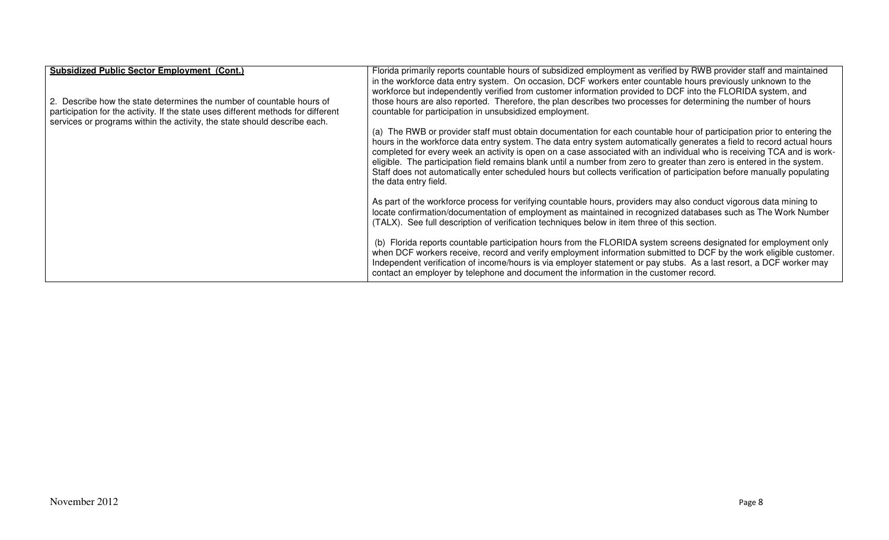| **Subsidized Public Sector Employment (Cont.)**<br><br>2. Describe how the state determines the number of countable hours of participation for the activity. If the state uses different methods for different services or programs within the activity, the state should describe each. | Florida primarily reports countable hours of subsidized employment as verified by RWB provider staff and maintained in the workforce data entry system. On occasion, DCF workers enter countable hours previously unknown to the workforce but independently verified from customer information provided to DCF into the FLORIDA system, and those hours are also reported. Therefore, the plan describes two processes for determining the number of hours countable for participation in unsubsidized employment.<br><br>(a) The RWB or provider staff must obtain documentation for each countable hour of participation prior to entering the hours in the workforce data entry system. The data entry system automatically generates a field to record actual hours completed for every week an activity is open on a case associated with an individual who is receiving TCA and is work-eligible. The participation field remains blank until a number from zero to greater than zero is entered in the system. Staff does not automatically enter scheduled hours but collects verification of participation before manually populating the data entry field.<br><br>As part of the workforce process for verifying countable hours, providers may also conduct vigorous data mining to locate confirmation/documentation of employment as maintained in recognized databases such as The Work Number (TALX). See full description of verification techniques below in item three of this section.<br><br>(b) Florida reports countable participation hours from the FLORIDA system screens designated for employment only when DCF workers receive, record and verify employment information submitted to DCF by the work eligible customer. Independent verification of income/hours is via employer statement or pay stubs. As a last resort, a DCF worker may contact an employer by telephone and document the information in the customer record. |
|---|---|

November 2012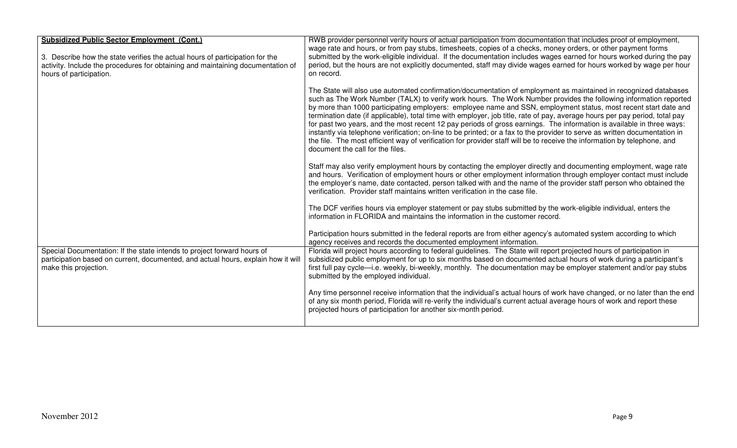| **Subsidized Public Sector Employment (Cont.)**<br><br>3. Describe how the state verifies the actual hours of participation for the activity. Include the procedures for obtaining and maintaining documentation of hours of participation. | RWB provider personnel verify hours of actual participation from documentation that includes proof of employment, wage rate and hours, or from pay stubs, timesheets, copies of a checks, money orders, or other payment forms submitted by the work-eligible individual. If the documentation includes wages earned for hours worked during the pay period, but the hours are not explicitly documented, staff may divide wages earned for hours worked by wage per hour on record.<br><br>The State will also use automated confirmation/documentation of employment as maintained in recognized databases such as The Work Number (TALX) to verify work hours. The Work Number provides the following information reported by more than 1000 participating employers: employee name and SSN, employment status, most recent start date and termination date (if applicable), total time with employer, job title, rate of pay, average hours per pay period, total pay for past two years, and the most recent 12 pay periods of gross earnings. The information is available in three ways: instantly via telephone verification; on-line to be printed; or a fax to the provider to serve as written documentation in the file. The most efficient way of verification for provider staff will be to receive the information by telephone, and document the call for the files.<br><br>Staff may also verify employment hours by contacting the employer directly and documenting employment, wage rate and hours. Verification of employment hours or other employment information through employer contact must include the employer's name, date contacted, person talked with and the name of the provider staff person who obtained the verification. Provider staff maintains written verification in the case file.<br><br>The DCF verifies hours via employer statement or pay stubs submitted by the work-eligible individual, enters the information in FLORIDA and maintains the information in the customer record.<br><br>Participation hours submitted in the federal reports are from either agency's automated system according to which agency receives and records the documented employment information. |
|---|---|
| Special Documentation: If the state intends to project forward hours of participation based on current, documented, and actual hours, explain how it will make this projection. | Florida will project hours according to federal guidelines. The State will report projected hours of participation in subsidized public employment for up to six months based on documented actual hours of work during a participant's first full pay cycle—i.e. weekly, bi-weekly, monthly. The documentation may be employer statement and/or pay stubs submitted by the employed individual.<br><br>Any time personnel receive information that the individual's actual hours of work have changed, or no later than the end of any six month period, Florida will re-verify the individual's current actual average hours of work and report these projected hours of participation for another six-month period. |

November 2012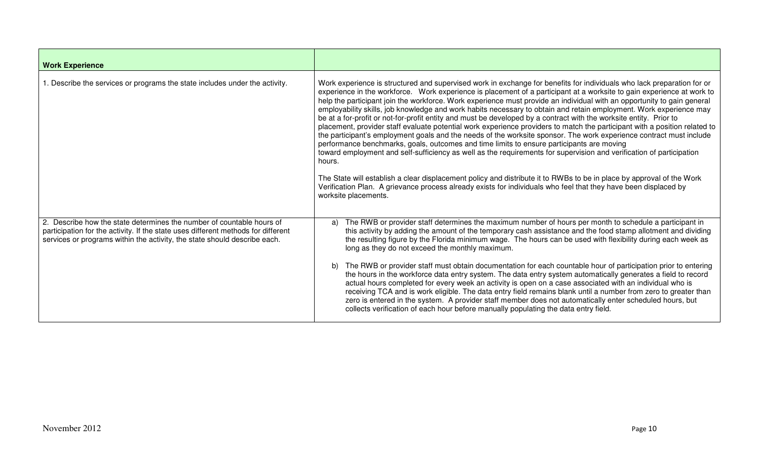| **Work Experience** | |
|---|---|
| 1. Describe the services or programs the state includes under the activity. | Work experience is structured and supervised work in exchange for benefits for individuals who lack preparation for or experience in the workforce. Work experience is placement of a participant at a worksite to gain experience at work to help the participant join the workforce. Work experience must provide an individual with an opportunity to gain general employability skills, job knowledge and work habits necessary to obtain and retain employment. Work experience may be at a for-profit or not-for-profit entity and must be developed by a contract with the worksite entity. Prior to placement, provider staff evaluate potential work experience providers to match the participant with a position related to the participant's employment goals and the needs of the worksite sponsor. The work experience contract must include performance benchmarks, goals, outcomes and time limits to ensure participants are moving toward employment and self-sufficiency as well as the requirements for supervision and verification of participation hours.<br><br>The State will establish a clear displacement policy and distribute it to RWBs to be in place by approval of the Work Verification Plan. A grievance process already exists for individuals who feel that they have been displaced by worksite placements. |
| 2. Describe how the state determines the number of countable hours of participation for the activity. If the state uses different methods for different services or programs within the activity, the state should describe each. | a) The RWB or provider staff determines the maximum number of hours per month to schedule a participant in this activity by adding the amount of the temporary cash assistance and the food stamp allotment and dividing the resulting figure by the Florida minimum wage. The hours can be used with flexibility during each week as long as they do not exceed the monthly maximum.<br><br>b) The RWB or provider staff must obtain documentation for each countable hour of participation prior to entering the hours in the workforce data entry system. The data entry system automatically generates a field to record actual hours completed for every week an activity is open on a case associated with an individual who is receiving TCA and is work eligible. The data entry field remains blank until a number from zero to greater than zero is entered in the system. A provider staff member does not automatically enter scheduled hours, but collects verification of each hour before manually populating the data entry field. |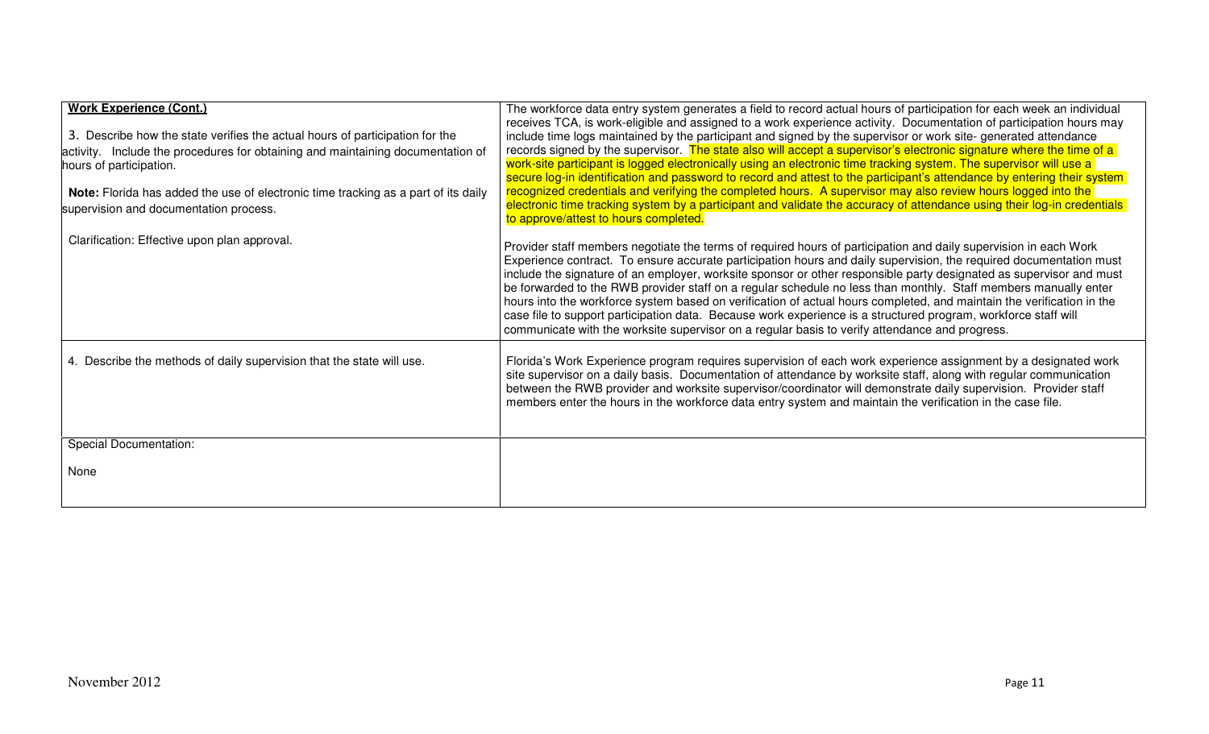| **Work Experience (Cont.)**<br><br>3. Describe how the state verifies the actual hours of participation for the activity. Include the procedures for obtaining and maintaining documentation of hours of participation.<br><br>**Note:** Florida has added the use of electronic time tracking as a part of its daily supervision and documentation process.<br><br>Clarification: Effective upon plan approval. | The workforce data entry system generates a field to record actual hours of participation for each week an individual receives TCA, is work-eligible and assigned to a work experience activity. Documentation of participation hours may include time logs maintained by the participant and signed by the supervisor or work site- generated attendance records signed by the supervisor. The state also will accept a supervisor's electronic signature where the time of a work-site participant is logged electronically using an electronic time tracking system. The supervisor will use a secure log-in identification and password to record and attest to the participant's attendance by entering their system recognized credentials and verifying the completed hours. A supervisor may also review hours logged into the electronic time tracking system by a participant and validate the accuracy of attendance using their log-in credentials to approve/attest to hours completed.<br><br>Provider staff members negotiate the terms of required hours of participation and daily supervision in each Work Experience contract. To ensure accurate participation hours and daily supervision, the required documentation must include the signature of an employer, worksite sponsor or other responsible party designated as supervisor and must be forwarded to the RWB provider staff on a regular schedule no less than monthly. Staff members manually enter hours into the workforce system based on verification of actual hours completed, and maintain the verification in the case file to support participation data. Because work experience is a structured program, workforce staff will communicate with the worksite supervisor on a regular basis to verify attendance and progress. |
|---|---|
| 4. Describe the methods of daily supervision that the state will use. | Florida's Work Experience program requires supervision of each work experience assignment by a designated work site supervisor on a daily basis. Documentation of attendance by worksite staff, along with regular communication between the RWB provider and worksite supervisor/coordinator will demonstrate daily supervision. Provider staff members enter the hours in the workforce data entry system and maintain the verification in the case file. |
| Special Documentation:<br><br>None | |

November 2012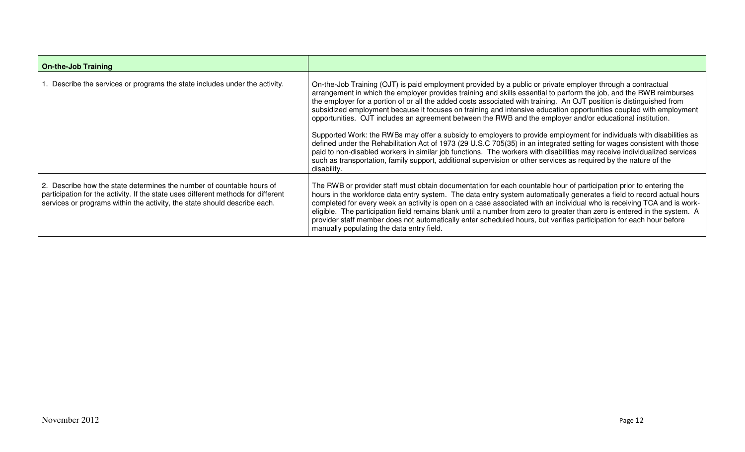| **On-the-Job Training** | |
|---|---|
| 1. Describe the services or programs the state includes under the activity. | On-the-Job Training (OJT) is paid employment provided by a public or private employer through a contractual arrangement in which the employer provides training and skills essential to perform the job, and the RWB reimburses the employer for a portion of or all the added costs associated with training. An OJT position is distinguished from subsidized employment because it focuses on training and intensive education opportunities coupled with employment opportunities. OJT includes an agreement between the RWB and the employer and/or educational institution.<br><br>Supported Work: the RWBs may offer a subsidy to employers to provide employment for individuals with disabilities as defined under the Rehabilitation Act of 1973 (29 U.S.C 705(35) in an integrated setting for wages consistent with those paid to non-disabled workers in similar job functions. The workers with disabilities may receive individualized services such as transportation, family support, additional supervision or other services as required by the nature of the disability. |
| 2. Describe how the state determines the number of countable hours of participation for the activity. If the state uses different methods for different services or programs within the activity, the state should describe each. | The RWB or provider staff must obtain documentation for each countable hour of participation prior to entering the hours in the workforce data entry system. The data entry system automatically generates a field to record actual hours completed for every week an activity is open on a case associated with an individual who is receiving TCA and is work-eligible. The participation field remains blank until a number from zero to greater than zero is entered in the system. A provider staff member does not automatically enter scheduled hours, but verifies participation for each hour before manually populating the data entry field. |

November 2012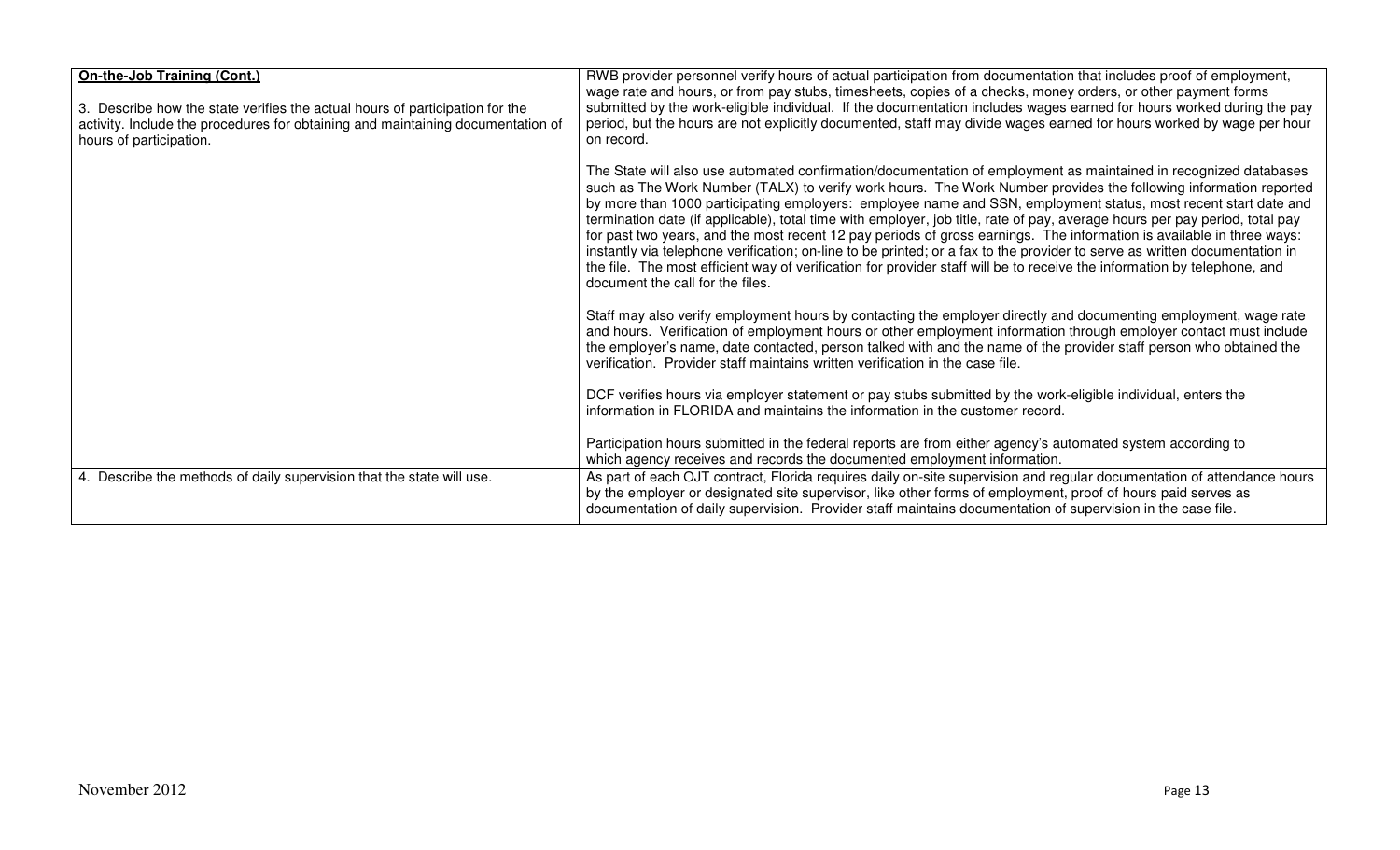| **On-the-Job Training (Cont.)**<br><br>3. Describe how the state verifies the actual hours of participation for the activity. Include the procedures for obtaining and maintaining documentation of hours of participation. | RWB provider personnel verify hours of actual participation from documentation that includes proof of employment, wage rate and hours, or from pay stubs, timesheets, copies of a checks, money orders, or other payment forms submitted by the work-eligible individual. If the documentation includes wages earned for hours worked during the pay period, but the hours are not explicitly documented, staff may divide wages earned for hours worked by wage per hour on record.<br><br>The State will also use automated confirmation/documentation of employment as maintained in recognized databases such as The Work Number (TALX) to verify work hours. The Work Number provides the following information reported by more than 1000 participating employers: employee name and SSN, employment status, most recent start date and termination date (if applicable), total time with employer, job title, rate of pay, average hours per pay period, total pay for past two years, and the most recent 12 pay periods of gross earnings. The information is available in three ways: instantly via telephone verification; on-line to be printed; or a fax to the provider to serve as written documentation in the file. The most efficient way of verification for provider staff will be to receive the information by telephone, and document the call for the files.<br><br>Staff may also verify employment hours by contacting the employer directly and documenting employment, wage rate and hours. Verification of employment hours or other employment information through employer contact must include the employer's name, date contacted, person talked with and the name of the provider staff person who obtained the verification. Provider staff maintains written verification in the case file.<br><br>DCF verifies hours via employer statement or pay stubs submitted by the work-eligible individual, enters the information in FLORIDA and maintains the information in the customer record.<br><br>Participation hours submitted in the federal reports are from either agency's automated system according to which agency receives and records the documented employment information. |
|---|---|
| 4. Describe the methods of daily supervision that the state will use. | As part of each OJT contract, Florida requires daily on-site supervision and regular documentation of attendance hours by the employer or designated site supervisor, like other forms of employment, proof of hours paid serves as documentation of daily supervision. Provider staff maintains documentation of supervision in the case file. |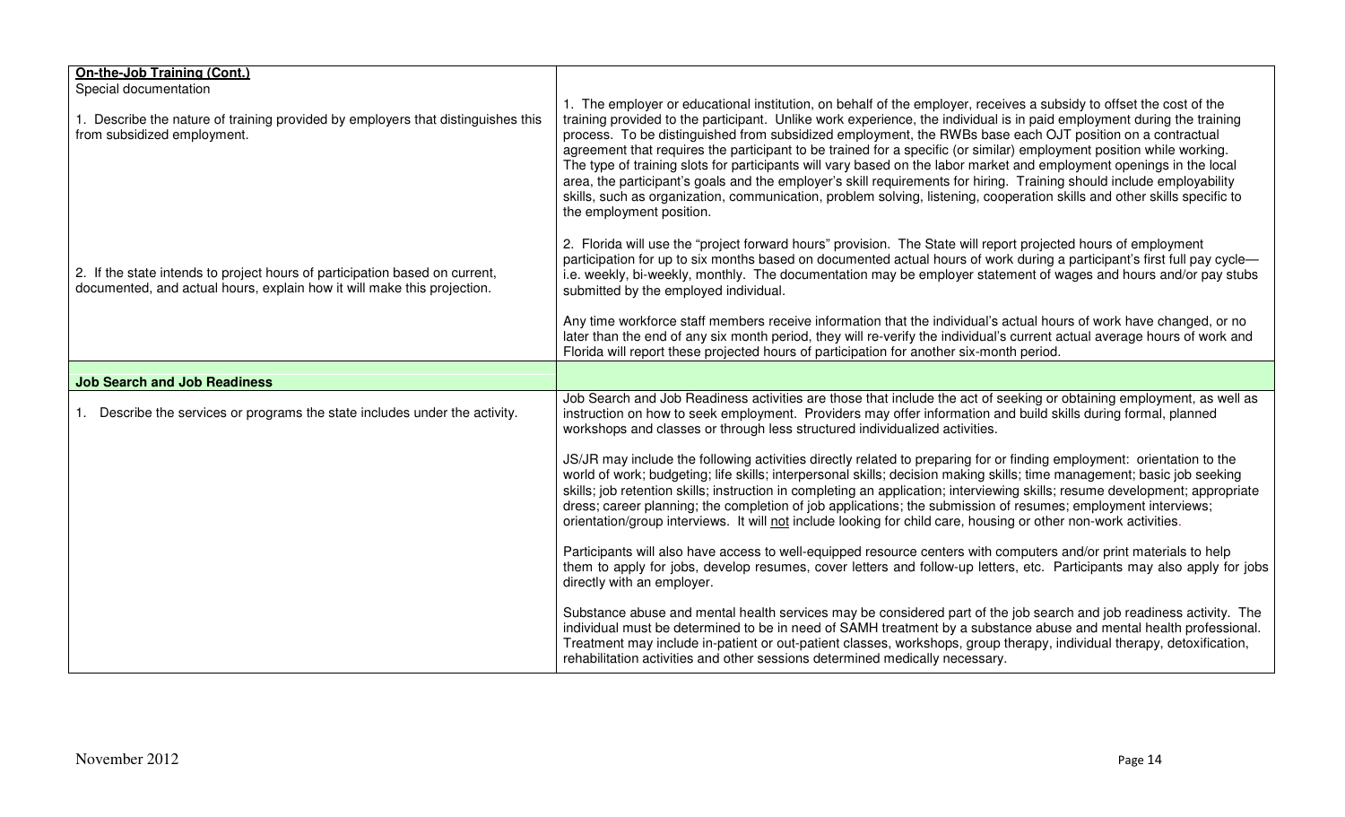| **On-the-Job Training (Cont.)**<br>Special documentation | |
|---|---|
| 1. Describe the nature of training provided by employers that distinguishes this from subsidized employment. | 1. The employer or educational institution, on behalf of the employer, receives a subsidy to offset the cost of the training provided to the participant. Unlike work experience, the individual is in paid employment during the training process. To be distinguished from subsidized employment, the RWBs base each OJT position on a contractual agreement that requires the participant to be trained for a specific (or similar) employment position while working. The type of training slots for participants will vary based on the labor market and employment openings in the local area, the participant's goals and the employer's skill requirements for hiring. Training should include employability skills, such as organization, communication, problem solving, listening, cooperation skills and other skills specific to the employment position. |
| 2. If the state intends to project hours of participation based on current, documented, and actual hours, explain how it will make this projection. | 2. Florida will use the "project forward hours" provision. The State will report projected hours of employment participation for up to six months based on documented actual hours of work during a participant's first full pay cycle—i.e. weekly, bi-weekly, monthly. The documentation may be employer statement of wages and hours and/or pay stubs submitted by the employed individual.<br><br>Any time workforce staff members receive information that the individual's actual hours of work have changed, or no later than the end of any six month period, they will re-verify the individual's current actual average hours of work and Florida will report these projected hours of participation for another six-month period. |
| **Job Search and Job Readiness** | |
| 1. Describe the services or programs the state includes under the activity. | Job Search and Job Readiness activities are those that include the act of seeking or obtaining employment, as well as instruction on how to seek employment. Providers may offer information and build skills during formal, planned workshops and classes or through less structured individualized activities.<br><br>JS/JR may include the following activities directly related to preparing for or finding employment: orientation to the world of work; budgeting; life skills; interpersonal skills; decision making skills; time management; basic job seeking skills; job retention skills; instruction in completing an application; interviewing skills; resume development; appropriate dress; career planning; the completion of job applications; the submission of resumes; employment interviews; orientation/group interviews. It will <u>not</u> include looking for child care, housing or other non-work activities.<br><br>Participants will also have access to well-equipped resource centers with computers and/or print materials to help them to apply for jobs, develop resumes, cover letters and follow-up letters, etc. Participants may also apply for jobs directly with an employer.<br><br>Substance abuse and mental health services may be considered part of the job search and job readiness activity. The individual must be determined to be in need of SAMH treatment by a substance abuse and mental health professional. Treatment may include in-patient or out-patient classes, workshops, group therapy, individual therapy, detoxification, rehabilitation activities and other sessions determined medically necessary. |

November 2012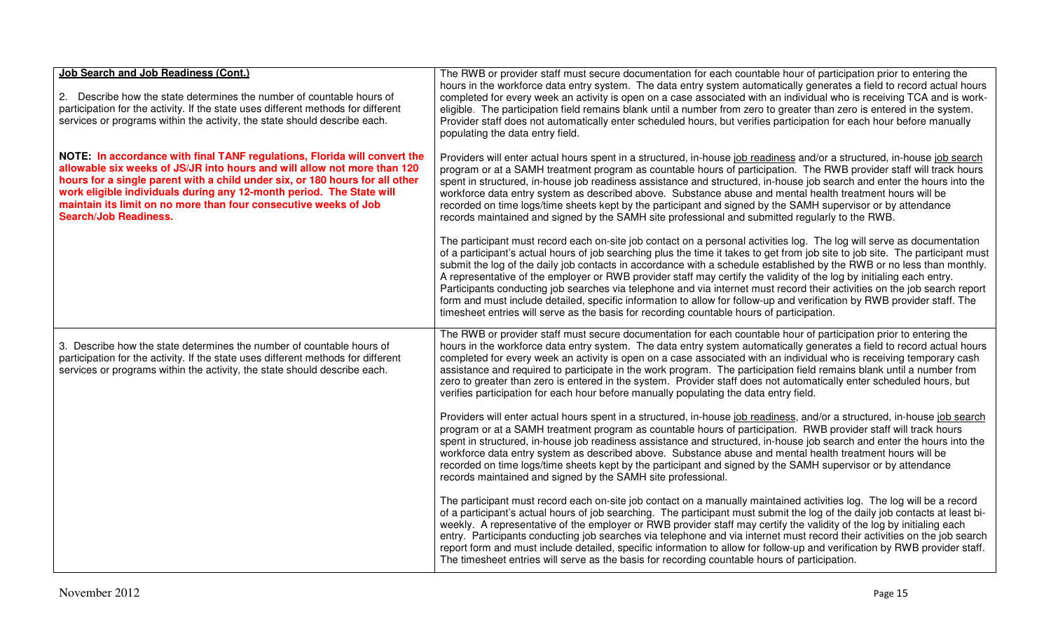| | |
|---|---|
| **Job Search and Job Readiness (Cont.)**<br><br>2. Describe how the state determines the number of countable hours of participation for the activity. If the state uses different methods for different services or programs within the activity, the state should describe each.<br><br>**NOTE: In accordance with final TANF regulations, Florida will convert the allowable six weeks of JS/JR into hours and will allow not more than 120 hours for a single parent with a child under six, or 180 hours for all other work eligible individuals during any 12-month period. The State will maintain its limit on no more than four consecutive weeks of Job Search/Job Readiness.** | The RWB or provider staff must secure documentation for each countable hour of participation prior to entering the hours in the workforce data entry system. The data entry system automatically generates a field to record actual hours completed for every week an activity is open on a case associated with an individual who is receiving TCA and is work-eligible. The participation field remains blank until a number from zero to greater than zero is entered in the system. Provider staff does not automatically enter scheduled hours, but verifies participation for each hour before manually populating the data entry field.<br><br>Providers will enter actual hours spent in a structured, in-house job readiness and/or a structured, in-house job search program or at a SAMH treatment program as countable hours of participation. The RWB provider staff will track hours spent in structured, in-house job readiness assistance and structured, in-house job search and enter the hours into the workforce data entry system as described above. Substance abuse and mental health treatment hours will be recorded on time logs/time sheets kept by the participant and signed by the SAMH supervisor or by attendance records maintained and signed by the SAMH site professional and submitted regularly to the RWB.<br><br>The participant must record each on-site job contact on a personal activities log. The log will serve as documentation of a participant's actual hours of job searching plus the time it takes to get from job site to job site. The participant must submit the log of the daily job contacts in accordance with a schedule established by the RWB or no less than monthly. A representative of the employer or RWB provider staff may certify the validity of the log by initialing each entry. Participants conducting job searches via telephone and via internet must record their activities on the job search report form and must include detailed, specific information to allow for follow-up and verification by RWB provider staff. The timesheet entries will serve as the basis for recording countable hours of participation. |
| 3. Describe how the state determines the number of countable hours of participation for the activity. If the state uses different methods for different services or programs within the activity, the state should describe each. | The RWB or provider staff must secure documentation for each countable hour of participation prior to entering the hours in the workforce data entry system. The data entry system automatically generates a field to record actual hours completed for every week an activity is open on a case associated with an individual who is receiving temporary cash assistance and required to participate in the work program. The participation field remains blank until a number from zero to greater than zero is entered in the system. Provider staff does not automatically enter scheduled hours, but verifies participation for each hour before manually populating the data entry field.<br><br>Providers will enter actual hours spent in a structured, in-house job readiness, and/or a structured, in-house job search program or at a SAMH treatment program as countable hours of participation. RWB provider staff will track hours spent in structured, in-house job readiness assistance and structured, in-house job search and enter the hours into the workforce data entry system as described above. Substance abuse and mental health treatment hours will be recorded on time logs/time sheets kept by the participant and signed by the SAMH supervisor or by attendance records maintained and signed by the SAMH site professional.<br><br>The participant must record each on-site job contact on a manually maintained activities log. The log will be a record of a participant's actual hours of job searching. The participant must submit the log of the daily job contacts at least bi-weekly. A representative of the employer or RWB provider staff may certify the validity of the log by initialing each entry. Participants conducting job searches via telephone and via internet must record their activities on the job search report form and must include detailed, specific information to allow for follow-up and verification by RWB provider staff. The timesheet entries will serve as the basis for recording countable hours of participation. |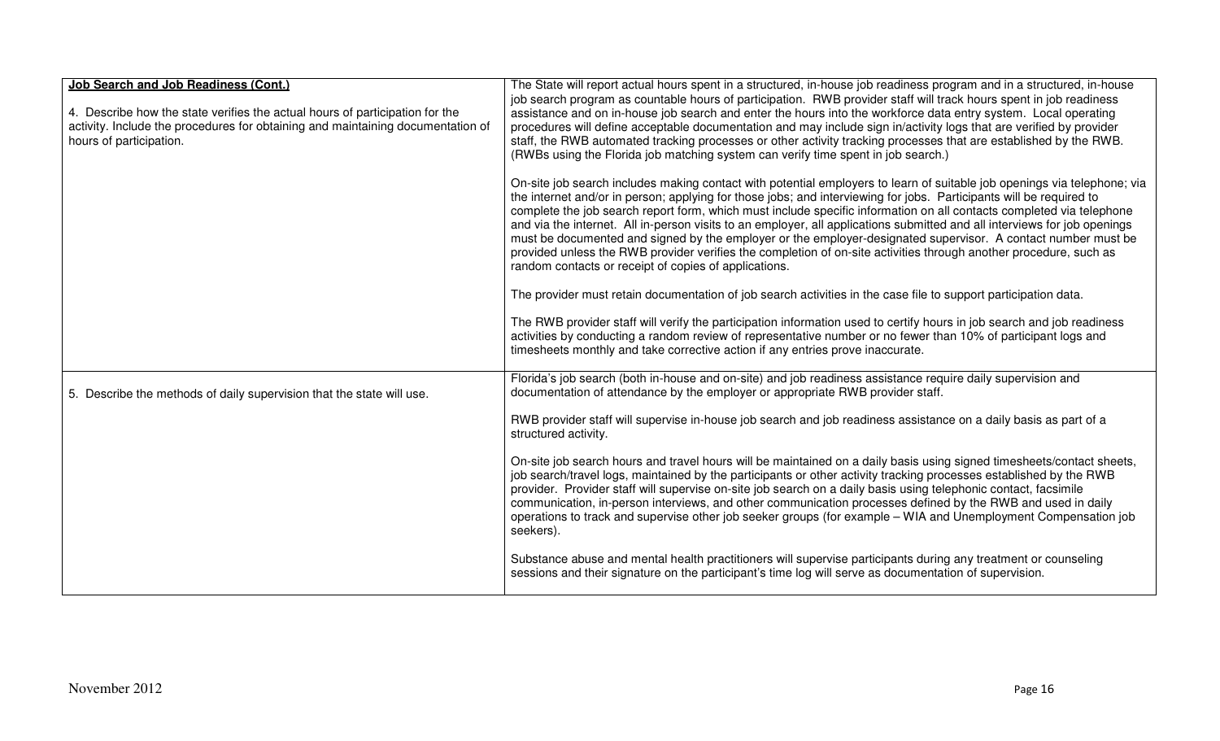| **Job Search and Job Readiness (Cont.)**<br><br>4. Describe how the state verifies the actual hours of participation for the activity. Include the procedures for obtaining and maintaining documentation of hours of participation. | The State will report actual hours spent in a structured, in-house job readiness program and in a structured, in-house job search program as countable hours of participation. RWB provider staff will track hours spent in job readiness assistance and on in-house job search and enter the hours into the workforce data entry system. Local operating procedures will define acceptable documentation and may include sign in/activity logs that are verified by provider staff, the RWB automated tracking processes or other activity tracking processes that are established by the RWB. (RWBs using the Florida job matching system can verify time spent in job search.)<br><br>On-site job search includes making contact with potential employers to learn of suitable job openings via telephone; via the internet and/or in person; applying for those jobs; and interviewing for jobs. Participants will be required to complete the job search report form, which must include specific information on all contacts completed via telephone and via the internet. All in-person visits to an employer, all applications submitted and all interviews for job openings must be documented and signed by the employer or the employer-designated supervisor. A contact number must be provided unless the RWB provider verifies the completion of on-site activities through another procedure, such as random contacts or receipt of copies of applications.<br><br>The provider must retain documentation of job search activities in the case file to support participation data.<br><br>The RWB provider staff will verify the participation information used to certify hours in job search and job readiness activities by conducting a random review of representative number or no fewer than 10% of participant logs and timesheets monthly and take corrective action if any entries prove inaccurate. |
|---|---|
| 5. Describe the methods of daily supervision that the state will use. | Florida's job search (both in-house and on-site) and job readiness assistance require daily supervision and documentation of attendance by the employer or appropriate RWB provider staff.<br><br>RWB provider staff will supervise in-house job search and job readiness assistance on a daily basis as part of a structured activity.<br><br>On-site job search hours and travel hours will be maintained on a daily basis using signed timesheets/contact sheets, job search/travel logs, maintained by the participants or other activity tracking processes established by the RWB provider. Provider staff will supervise on-site job search on a daily basis using telephonic contact, facsimile communication, in-person interviews, and other communication processes defined by the RWB and used in daily operations to track and supervise other job seeker groups (for example – WIA and Unemployment Compensation job seekers).<br><br>Substance abuse and mental health practitioners will supervise participants during any treatment or counseling sessions and their signature on the participant's time log will serve as documentation of supervision. |

November 2012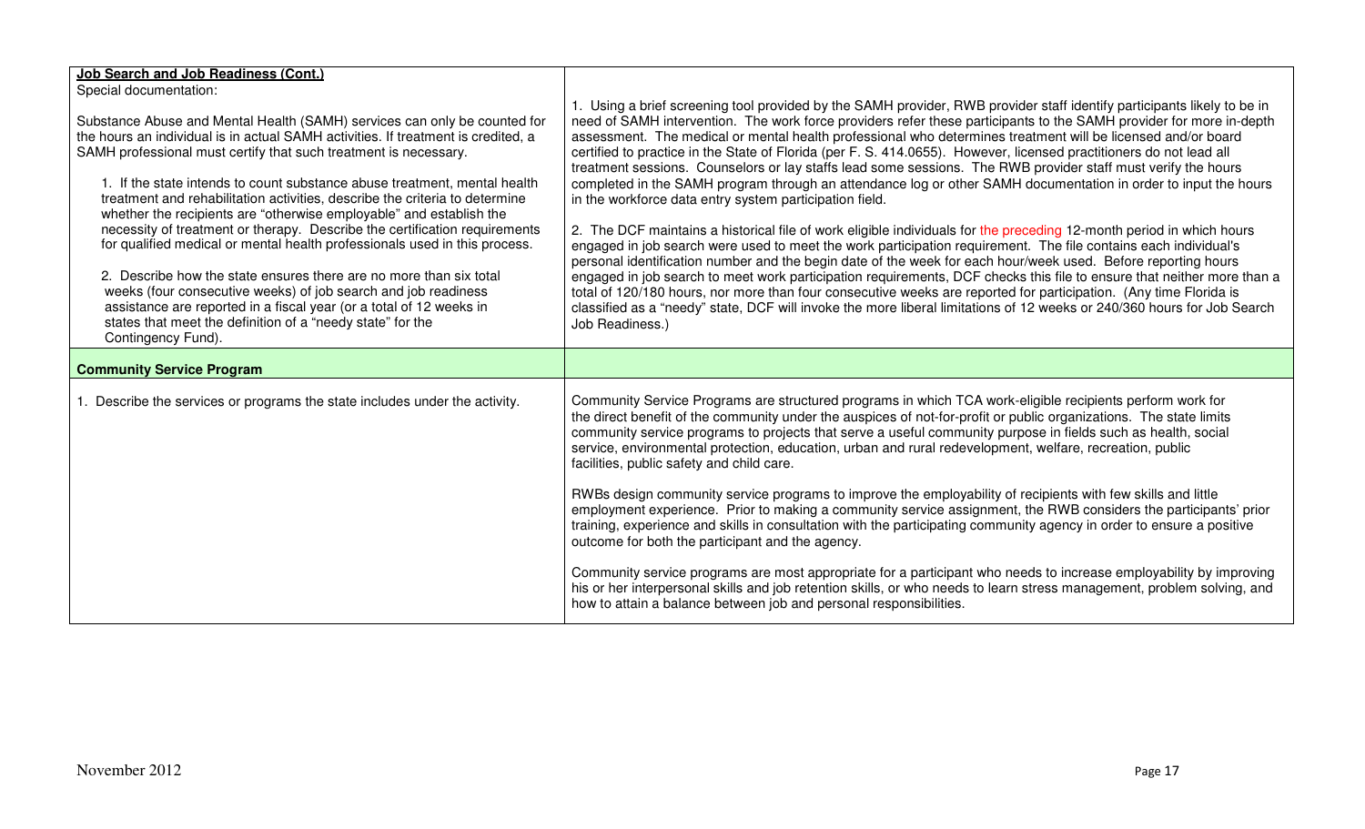| **Job Search and Job Readiness (Cont.)**<br>Special documentation:<br><br>Substance Abuse and Mental Health (SAMH) services can only be counted for the hours an individual is in actual SAMH activities. If treatment is credited, a SAMH professional must certify that such treatment is necessary.<br><br>1. If the state intends to count substance abuse treatment, mental health treatment and rehabilitation activities, describe the criteria to determine whether the recipients are "otherwise employable" and establish the necessity of treatment or therapy. Describe the certification requirements for qualified medical or mental health professionals used in this process.<br><br>2. Describe how the state ensures there are no more than six total weeks (four consecutive weeks) of job search and job readiness assistance are reported in a fiscal year (or a total of 12 weeks in states that meet the definition of a "needy state" for the Contingency Fund). | 1. Using a brief screening tool provided by the SAMH provider, RWB provider staff identify participants likely to be in need of SAMH intervention. The work force providers refer these participants to the SAMH provider for more in-depth assessment. The medical or mental health professional who determines treatment will be licensed and/or board certified to practice in the State of Florida (per F. S. 414.0655). However, licensed practitioners do not lead all treatment sessions. Counselors or lay staffs lead some sessions. The RWB provider staff must verify the hours completed in the SAMH program through an attendance log or other SAMH documentation in order to input the hours in the workforce data entry system participation field.<br><br>2. The DCF maintains a historical file of work eligible individuals for the preceding 12-month period in which hours engaged in job search were used to meet the work participation requirement. The file contains each individual's personal identification number and the begin date of the week for each hour/week used. Before reporting hours engaged in job search to meet work participation requirements, DCF checks this file to ensure that neither more than a total of 120/180 hours, nor more than four consecutive weeks are reported for participation. (Any time Florida is classified as a "needy" state, DCF will invoke the more liberal limitations of 12 weeks or 240/360 hours for Job Search Job Readiness.) |
|---|---|
| **Community Service Program** | |
| 1. Describe the services or programs the state includes under the activity. | Community Service Programs are structured programs in which TCA work-eligible recipients perform work for the direct benefit of the community under the auspices of not-for-profit or public organizations. The state limits community service programs to projects that serve a useful community purpose in fields such as health, social service, environmental protection, education, urban and rural redevelopment, welfare, recreation, public facilities, public safety and child care.<br><br>RWBs design community service programs to improve the employability of recipients with few skills and little employment experience. Prior to making a community service assignment, the RWB considers the participants' prior training, experience and skills in consultation with the participating community agency in order to ensure a positive outcome for both the participant and the agency.<br><br>Community service programs are most appropriate for a participant who needs to increase employability by improving his or her interpersonal skills and job retention skills, or who needs to learn stress management, problem solving, and how to attain a balance between job and personal responsibilities. |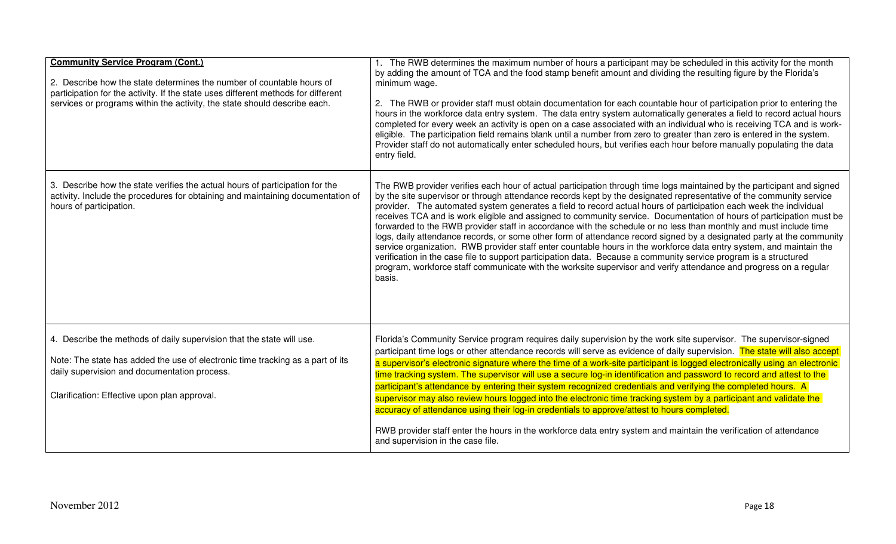| **Community Service Program (Cont.)**<br><br>2. Describe how the state determines the number of countable hours of participation for the activity. If the state uses different methods for different services or programs within the activity, the state should describe each. | 1. The RWB determines the maximum number of hours a participant may be scheduled in this activity for the month by adding the amount of TCA and the food stamp benefit amount and dividing the resulting figure by the Florida's minimum wage.<br><br>2. The RWB or provider staff must obtain documentation for each countable hour of participation prior to entering the hours in the workforce data entry system. The data entry system automatically generates a field to record actual hours completed for every week an activity is open on a case associated with an individual who is receiving TCA and is work-eligible. The participation field remains blank until a number from zero to greater than zero is entered in the system. Provider staff do not automatically enter scheduled hours, but verifies each hour before manually populating the data entry field. |
|---|---|
| 3. Describe how the state verifies the actual hours of participation for the activity. Include the procedures for obtaining and maintaining documentation of hours of participation. | The RWB provider verifies each hour of actual participation through time logs maintained by the participant and signed by the site supervisor or through attendance records kept by the designated representative of the community service provider. The automated system generates a field to record actual hours of participation each week the individual receives TCA and is work eligible and assigned to community service. Documentation of hours of participation must be forwarded to the RWB provider staff in accordance with the schedule or no less than monthly and must include time logs, daily attendance records, or some other form of attendance record signed by a designated party at the community service organization. RWB provider staff enter countable hours in the workforce data entry system, and maintain the verification in the case file to support participation data. Because a community service program is a structured program, workforce staff communicate with the worksite supervisor and verify attendance and progress on a regular basis. |
| 4. Describe the methods of daily supervision that the state will use.<br><br>Note: The state has added the use of electronic time tracking as a part of its daily supervision and documentation process.<br><br>Clarification: Effective upon plan approval. | Florida's Community Service program requires daily supervision by the work site supervisor. The supervisor-signed participant time logs or other attendance records will serve as evidence of daily supervision. The state will also accept a supervisor's electronic signature where the time of a work-site participant is logged electronically using an electronic time tracking system. The supervisor will use a secure log-in identification and password to record and attest to the participant's attendance by entering their system recognized credentials and verifying the completed hours. A supervisor may also review hours logged into the electronic time tracking system by a participant and validate the accuracy of attendance using their log-in credentials to approve/attest to hours completed.<br><br>RWB provider staff enter the hours in the workforce data entry system and maintain the verification of attendance and supervision in the case file. |

November 2012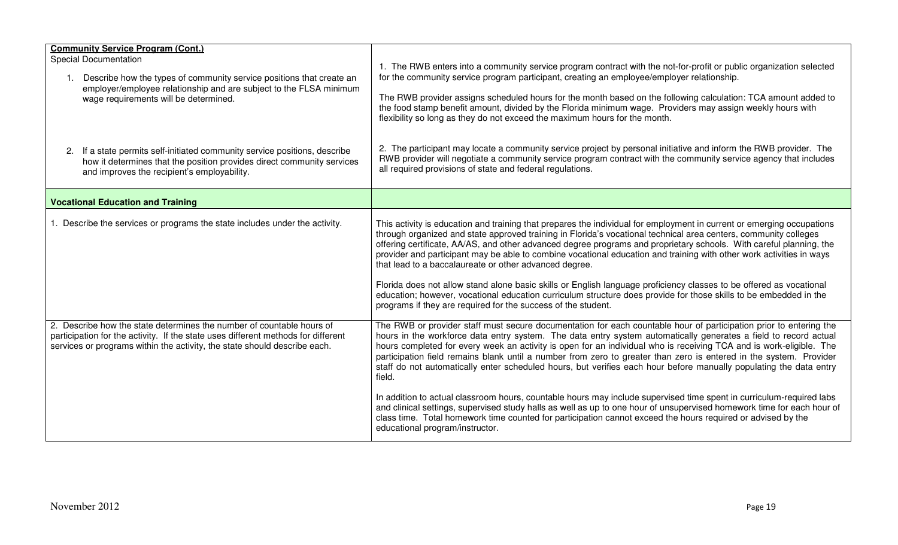| **Community Service Program (Cont.)**<br>Special Documentation<br><br>1. Describe how the types of community service positions that create an employer/employee relationship and are subject to the FLSA minimum wage requirements will be determined.<br><br>2. If a state permits self-initiated community service positions, describe how it determines that the position provides direct community services and improves the recipient's employability. | 1. The RWB enters into a community service program contract with the not-for-profit or public organization selected for the community service program participant, creating an employee/employer relationship.<br><br>The RWB provider assigns scheduled hours for the month based on the following calculation: TCA amount added to the food stamp benefit amount, divided by the Florida minimum wage. Providers may assign weekly hours with flexibility so long as they do not exceed the maximum hours for the month.<br><br>2. The participant may locate a community service project by personal initiative and inform the RWB provider. The RWB provider will negotiate a community service program contract with the community service agency that includes all required provisions of state and federal regulations. |
|---|---|
| **Vocational Education and Training** | |
| 1. Describe the services or programs the state includes under the activity. | This activity is education and training that prepares the individual for employment in current or emerging occupations through organized and state approved training in Florida's vocational technical area centers, community colleges offering certificate, AA/AS, and other advanced degree programs and proprietary schools. With careful planning, the provider and participant may be able to combine vocational education and training with other work activities in ways that lead to a baccalaureate or other advanced degree.<br><br>Florida does not allow stand alone basic skills or English language proficiency classes to be offered as vocational education; however, vocational education curriculum structure does provide for those skills to be embedded in the programs if they are required for the success of the student. |
| 2. Describe how the state determines the number of countable hours of participation for the activity. If the state uses different methods for different services or programs within the activity, the state should describe each. | The RWB or provider staff must secure documentation for each countable hour of participation prior to entering the hours in the workforce data entry system. The data entry system automatically generates a field to record actual hours completed for every week an activity is open for an individual who is receiving TCA and is work-eligible. The participation field remains blank until a number from zero to greater than zero is entered in the system. Provider staff do not automatically enter scheduled hours, but verifies each hour before manually populating the data entry field.<br><br>In addition to actual classroom hours, countable hours may include supervised time spent in curriculum-required labs and clinical settings, supervised study halls as well as up to one hour of unsupervised homework time for each hour of class time. Total homework time counted for participation cannot exceed the hours required or advised by the educational program/instructor. |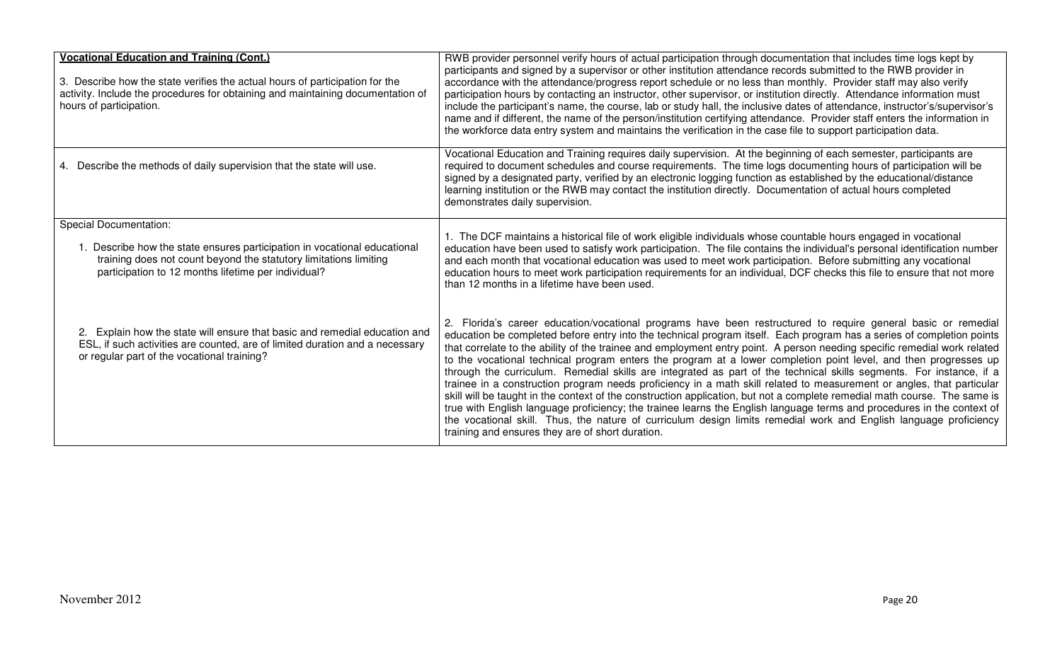| **Vocational Education and Training (Cont.)**<br><br>3. Describe how the state verifies the actual hours of participation for the activity. Include the procedures for obtaining and maintaining documentation of hours of participation. | RWB provider personnel verify hours of actual participation through documentation that includes time logs kept by participants and signed by a supervisor or other institution attendance records submitted to the RWB provider in accordance with the attendance/progress report schedule or no less than monthly. Provider staff may also verify participation hours by contacting an instructor, other supervisor, or institution directly. Attendance information must include the participant's name, the course, lab or study hall, the inclusive dates of attendance, instructor's/supervisor's name and if different, the name of the person/institution certifying attendance. Provider staff enters the information in the workforce data entry system and maintains the verification in the case file to support participation data. |
|---|---|
| 4. Describe the methods of daily supervision that the state will use. | Vocational Education and Training requires daily supervision. At the beginning of each semester, participants are required to document schedules and course requirements. The time logs documenting hours of participation will be signed by a designated party, verified by an electronic logging function as established by the educational/distance learning institution or the RWB may contact the institution directly. Documentation of actual hours completed demonstrates daily supervision. |
| Special Documentation:<br><br>1. Describe how the state ensures participation in vocational educational training does not count beyond the statutory limitations limiting participation to 12 months lifetime per individual?<br><br>2. Explain how the state will ensure that basic and remedial education and ESL, if such activities are counted, are of limited duration and a necessary or regular part of the vocational training? | 1. The DCF maintains a historical file of work eligible individuals whose countable hours engaged in vocational education have been used to satisfy work participation. The file contains the individual's personal identification number and each month that vocational education was used to meet work participation. Before submitting any vocational education hours to meet work participation requirements for an individual, DCF checks this file to ensure that not more than 12 months in a lifetime have been used.<br><br>2. Florida's career education/vocational programs have been restructured to require general basic or remedial education be completed before entry into the technical program itself. Each program has a series of completion points that correlate to the ability of the trainee and employment entry point. A person needing specific remedial work related to the vocational technical program enters the program at a lower completion point level, and then progresses up through the curriculum. Remedial skills are integrated as part of the technical skills segments. For instance, if a trainee in a construction program needs proficiency in a math skill related to measurement or angles, that particular skill will be taught in the context of the construction application, but not a complete remedial math course. The same is true with English language proficiency; the trainee learns the English language terms and procedures in the context of the vocational skill. Thus, the nature of curriculum design limits remedial work and English language proficiency training and ensures they are of short duration. |

November 2012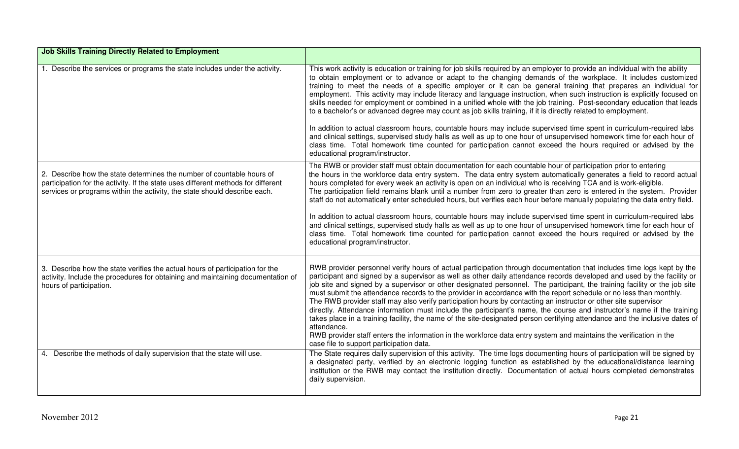| Job Skills Training Directly Related to Employment | |
|---|---|
| 1. Describe the services or programs the state includes under the activity. | This work activity is education or training for job skills required by an employer to provide an individual with the ability to obtain employment or to advance or adapt to the changing demands of the workplace. It includes customized training to meet the needs of a specific employer or it can be general training that prepares an individual for employment. This activity may include literacy and language instruction, when such instruction is explicitly focused on skills needed for employment or combined in a unified whole with the job training. Post-secondary education that leads to a bachelor's or advanced degree may count as job skills training, if it is directly related to employment.<br><br>In addition to actual classroom hours, countable hours may include supervised time spent in curriculum-required labs and clinical settings, supervised study halls as well as up to one hour of unsupervised homework time for each hour of class time. Total homework time counted for participation cannot exceed the hours required or advised by the educational program/instructor. |
| 2. Describe how the state determines the number of countable hours of participation for the activity. If the state uses different methods for different services or programs within the activity, the state should describe each. | The RWB or provider staff must obtain documentation for each countable hour of participation prior to entering the hours in the workforce data entry system. The data entry system automatically generates a field to record actual hours completed for every week an activity is open on an individual who is receiving TCA and is work-eligible. The participation field remains blank until a number from zero to greater than zero is entered in the system. Provider staff do not automatically enter scheduled hours, but verifies each hour before manually populating the data entry field.<br><br>In addition to actual classroom hours, countable hours may include supervised time spent in curriculum-required labs and clinical settings, supervised study halls as well as up to one hour of unsupervised homework time for each hour of class time. Total homework time counted for participation cannot exceed the hours required or advised by the educational program/instructor. |
| 3. Describe how the state verifies the actual hours of participation for the activity. Include the procedures for obtaining and maintaining documentation of hours of participation. | RWB provider personnel verify hours of actual participation through documentation that includes time logs kept by the participant and signed by a supervisor as well as other daily attendance records developed and used by the facility or job site and signed by a supervisor or other designated personnel. The participant, the training facility or the job site must submit the attendance records to the provider in accordance with the report schedule or no less than monthly. The RWB provider staff may also verify participation hours by contacting an instructor or other site supervisor directly. Attendance information must include the participant's name, the course and instructor's name if the training takes place in a training facility, the name of the site-designated person certifying attendance and the inclusive dates of attendance.<br>RWB provider staff enters the information in the workforce data entry system and maintains the verification in the case file to support participation data. |
| 4. Describe the methods of daily supervision that the state will use. | The State requires daily supervision of this activity. The time logs documenting hours of participation will be signed by a designated party, verified by an electronic logging function as established by the educational/distance learning institution or the RWB may contact the institution directly. Documentation of actual hours completed demonstrates daily supervision. |

November 2012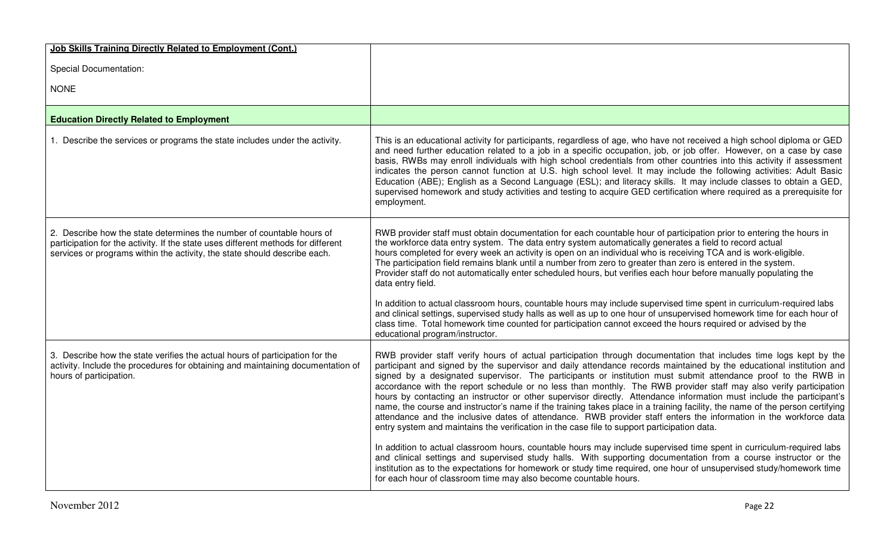| **Job Skills Training Directly Related to Employment (Cont.)**<br><br>Special Documentation:<br><br>NONE | |
|---|---|
| **Education Directly Related to Employment** | |
| 1. Describe the services or programs the state includes under the activity. | This is an educational activity for participants, regardless of age, who have not received a high school diploma or GED and need further education related to a job in a specific occupation, job, or job offer. However, on a case by case basis, RWBs may enroll individuals with high school credentials from other countries into this activity if assessment indicates the person cannot function at U.S. high school level. It may include the following activities: Adult Basic Education (ABE); English as a Second Language (ESL); and literacy skills. It may include classes to obtain a GED, supervised homework and study activities and testing to acquire GED certification where required as a prerequisite for employment. |
| 2. Describe how the state determines the number of countable hours of participation for the activity. If the state uses different methods for different services or programs within the activity, the state should describe each. | RWB provider staff must obtain documentation for each countable hour of participation prior to entering the hours in the workforce data entry system. The data entry system automatically generates a field to record actual hours completed for every week an activity is open on an individual who is receiving TCA and is work-eligible. The participation field remains blank until a number from zero to greater than zero is entered in the system. Provider staff do not automatically enter scheduled hours, but verifies each hour before manually populating the data entry field.<br><br>In addition to actual classroom hours, countable hours may include supervised time spent in curriculum-required labs and clinical settings, supervised study halls as well as up to one hour of unsupervised homework time for each hour of class time. Total homework time counted for participation cannot exceed the hours required or advised by the educational program/instructor. |
| 3. Describe how the state verifies the actual hours of participation for the activity. Include the procedures for obtaining and maintaining documentation of hours of participation. | RWB provider staff verify hours of actual participation through documentation that includes time logs kept by the participant and signed by the supervisor and daily attendance records maintained by the educational institution and signed by a designated supervisor. The participants or institution must submit attendance proof to the RWB in accordance with the report schedule or no less than monthly. The RWB provider staff may also verify participation hours by contacting an instructor or other supervisor directly. Attendance information must include the participant's name, the course and instructor's name if the training takes place in a training facility, the name of the person certifying attendance and the inclusive dates of attendance. RWB provider staff enters the information in the workforce data entry system and maintains the verification in the case file to support participation data.<br><br>In addition to actual classroom hours, countable hours may include supervised time spent in curriculum-required labs and clinical settings and supervised study halls. With supporting documentation from a course instructor or the institution as to the expectations for homework or study time required, one hour of unsupervised study/homework time for each hour of classroom time may also become countable hours. |

November 2012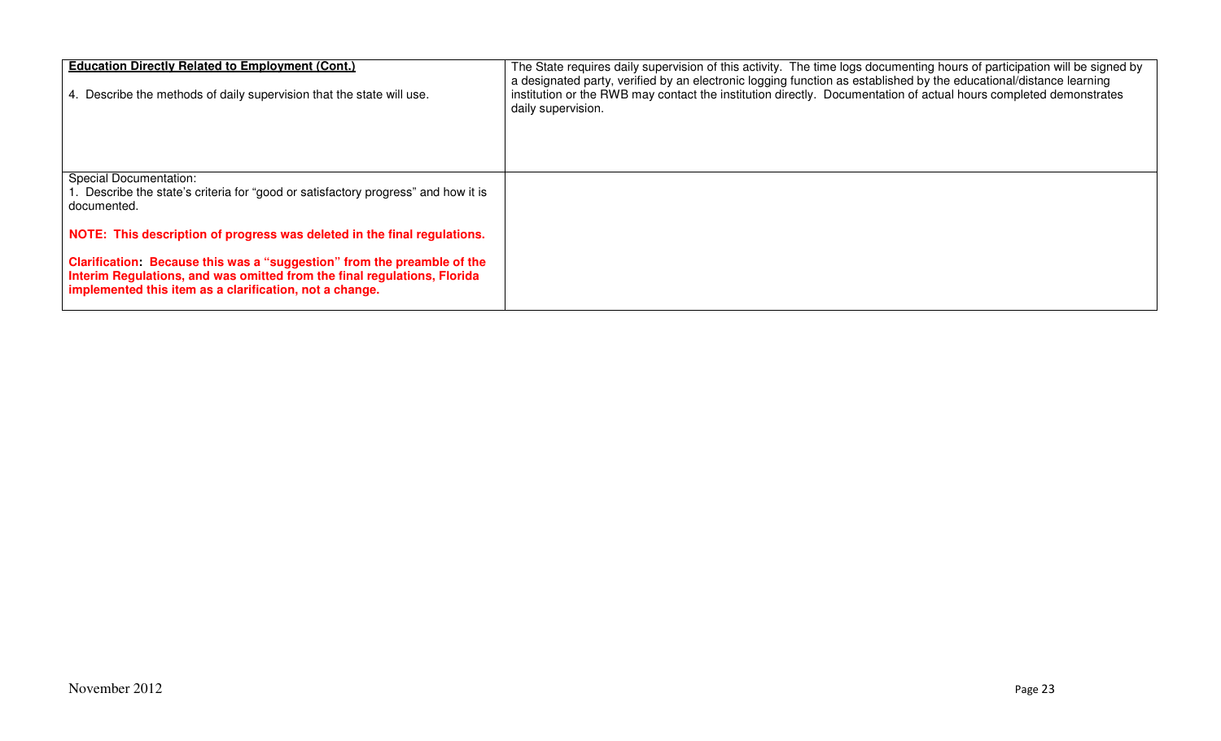| **Education Directly Related to Employment (Cont.)**<br><br>4. Describe the methods of daily supervision that the state will use. | The State requires daily supervision of this activity. The time logs documenting hours of participation will be signed by a designated party, verified by an electronic logging function as established by the educational/distance learning institution or the RWB may contact the institution directly. Documentation of actual hours completed demonstrates daily supervision. |
| --- | --- |
| Special Documentation:<br>1. Describe the state's criteria for "good or satisfactory progress" and how it is documented.<br><br>**NOTE: This description of progress was deleted in the final regulations.**<br><br>**Clarification: Because this was a "suggestion" from the preamble of the Interim Regulations, and was omitted from the final regulations, Florida implemented this item as a clarification, not a change.** | |

November 2012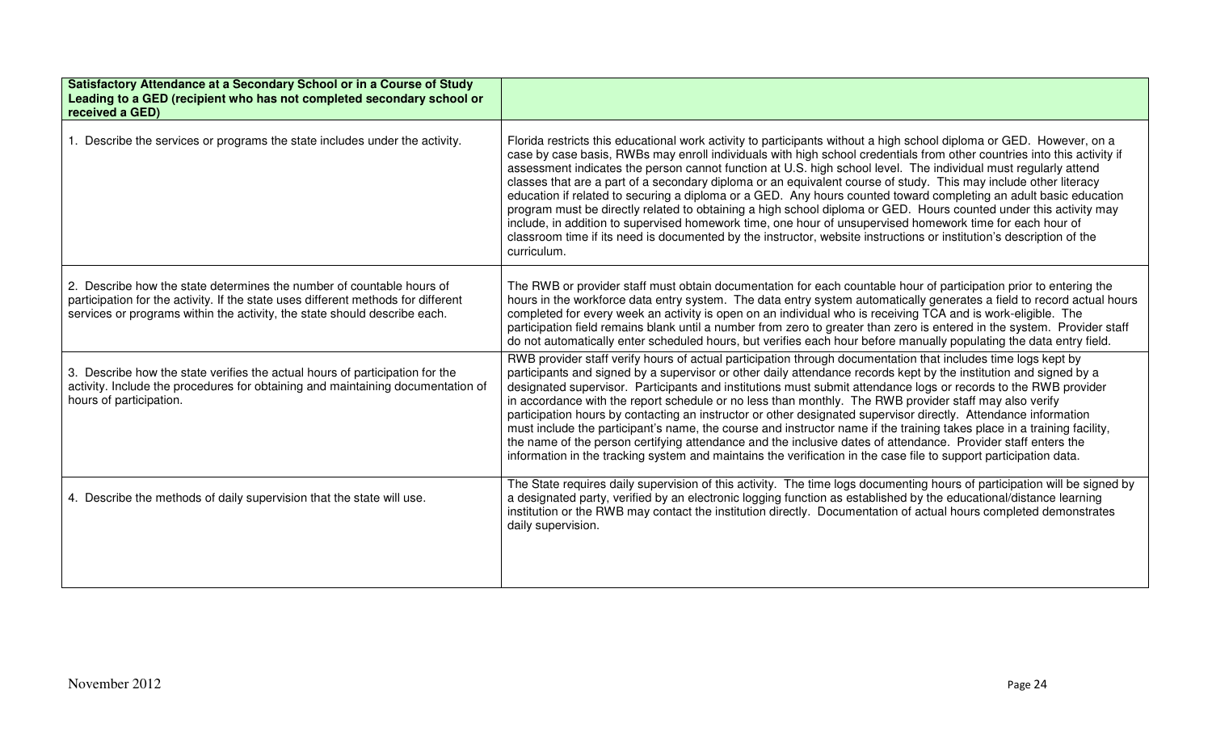| Satisfactory Attendance at a Secondary School or in a Course of Study Leading to a GED (recipient who has not completed secondary school or received a GED) | |
|---|---|
| 1. Describe the services or programs the state includes under the activity. | Florida restricts this educational work activity to participants without a high school diploma or GED. However, on a case by case basis, RWBs may enroll individuals with high school credentials from other countries into this activity if assessment indicates the person cannot function at U.S. high school level. The individual must regularly attend classes that are a part of a secondary diploma or an equivalent course of study. This may include other literacy education if related to securing a diploma or a GED. Any hours counted toward completing an adult basic education program must be directly related to obtaining a high school diploma or GED. Hours counted under this activity may include, in addition to supervised homework time, one hour of unsupervised homework time for each hour of classroom time if its need is documented by the instructor, website instructions or institution's description of the curriculum. |
| 2. Describe how the state determines the number of countable hours of participation for the activity. If the state uses different methods for different services or programs within the activity, the state should describe each. | The RWB or provider staff must obtain documentation for each countable hour of participation prior to entering the hours in the workforce data entry system. The data entry system automatically generates a field to record actual hours completed for every week an activity is open on an individual who is receiving TCA and is work-eligible. The participation field remains blank until a number from zero to greater than zero is entered in the system. Provider staff do not automatically enter scheduled hours, but verifies each hour before manually populating the data entry field. |
| 3. Describe how the state verifies the actual hours of participation for the activity. Include the procedures for obtaining and maintaining documentation of hours of participation. | RWB provider staff verify hours of actual participation through documentation that includes time logs kept by participants and signed by a supervisor or other daily attendance records kept by the institution and signed by a designated supervisor. Participants and institutions must submit attendance logs or records to the RWB provider in accordance with the report schedule or no less than monthly. The RWB provider staff may also verify participation hours by contacting an instructor or other designated supervisor directly. Attendance information must include the participant's name, the course and instructor name if the training takes place in a training facility, the name of the person certifying attendance and the inclusive dates of attendance. Provider staff enters the information in the tracking system and maintains the verification in the case file to support participation data. |
| 4. Describe the methods of daily supervision that the state will use. | The State requires daily supervision of this activity. The time logs documenting hours of participation will be signed by a designated party, verified by an electronic logging function as established by the educational/distance learning institution or the RWB may contact the institution directly. Documentation of actual hours completed demonstrates daily supervision. |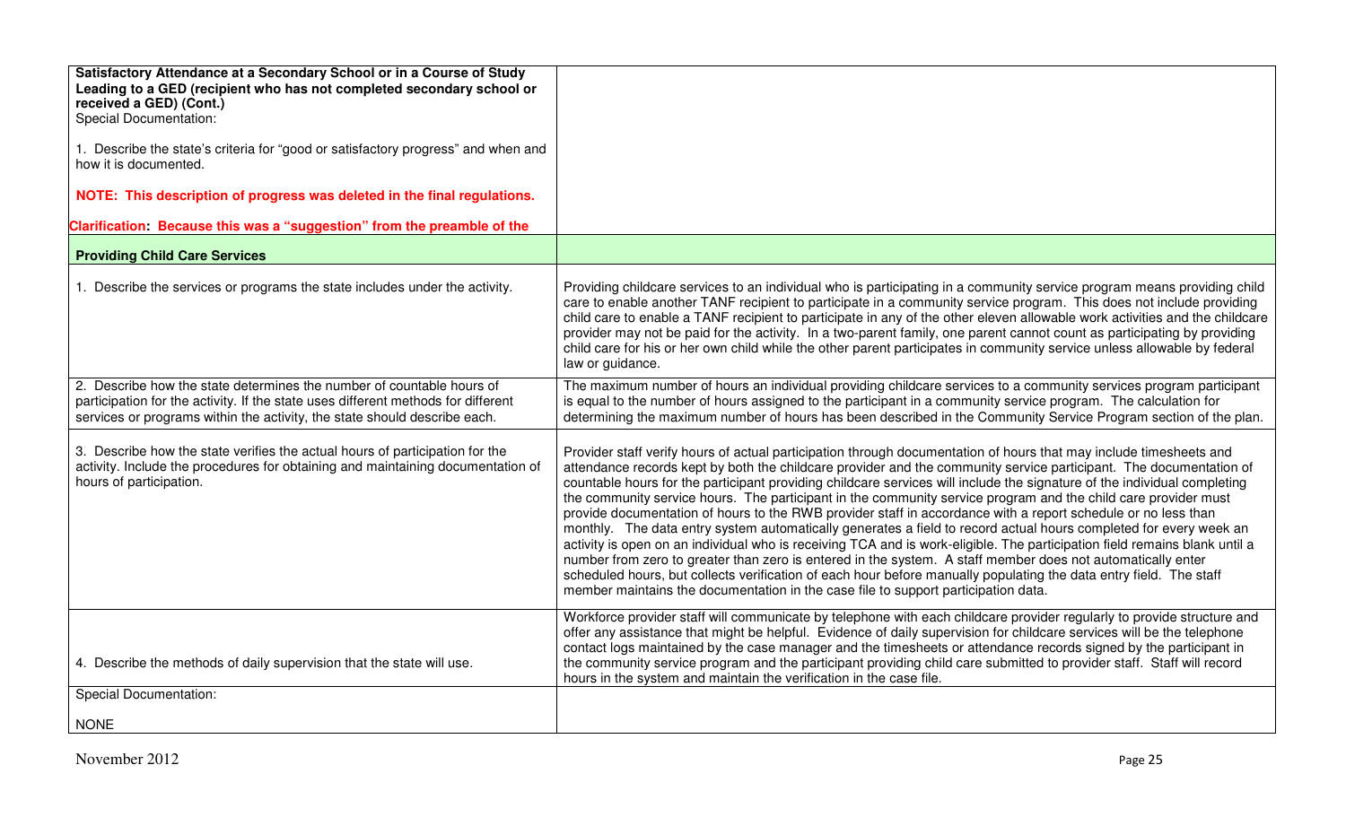| **Satisfactory Attendance at a Secondary School or in a Course of Study Leading to a GED (recipient who has not completed secondary school or received a GED) (Cont.)**<br>Special Documentation:<br><br>1. Describe the state's criteria for "good or satisfactory progress" and when and how it is documented.<br><br>**NOTE: This description of progress was deleted in the final regulations.**<br><br>**Clarification: Because this was a "suggestion" from the preamble of the** | |
|---|---|
| **Providing Child Care Services** | |
| 1. Describe the services or programs the state includes under the activity. | Providing childcare services to an individual who is participating in a community service program means providing child care to enable another TANF recipient to participate in a community service program. This does not include providing child care to enable a TANF recipient to participate in any of the other eleven allowable work activities and the childcare provider may not be paid for the activity. In a two-parent family, one parent cannot count as participating by providing child care for his or her own child while the other parent participates in community service unless allowable by federal law or guidance. |
| 2. Describe how the state determines the number of countable hours of participation for the activity. If the state uses different methods for different services or programs within the activity, the state should describe each. | The maximum number of hours an individual providing childcare services to a community services program participant is equal to the number of hours assigned to the participant in a community service program. The calculation for determining the maximum number of hours has been described in the Community Service Program section of the plan. |
| 3. Describe how the state verifies the actual hours of participation for the activity. Include the procedures for obtaining and maintaining documentation of hours of participation. | Provider staff verify hours of actual participation through documentation of hours that may include timesheets and attendance records kept by both the childcare provider and the community service participant. The documentation of countable hours for the participant providing childcare services will include the signature of the individual completing the community service hours. The participant in the community service program and the child care provider must provide documentation of hours to the RWB provider staff in accordance with a report schedule or no less than monthly. The data entry system automatically generates a field to record actual hours completed for every week an activity is open on an individual who is receiving TCA and is work-eligible. The participation field remains blank until a number from zero to greater than zero is entered in the system. A staff member does not automatically enter scheduled hours, but collects verification of each hour before manually populating the data entry field. The staff member maintains the documentation in the case file to support participation data. |
| 4. Describe the methods of daily supervision that the state will use. | Workforce provider staff will communicate by telephone with each childcare provider regularly to provide structure and offer any assistance that might be helpful. Evidence of daily supervision for childcare services will be the telephone contact logs maintained by the case manager and the timesheets or attendance records signed by the participant in the community service program and the participant providing child care submitted to provider staff. Staff will record hours in the system and maintain the verification in the case file. |
| Special Documentation:<br><br>NONE | |

November 2012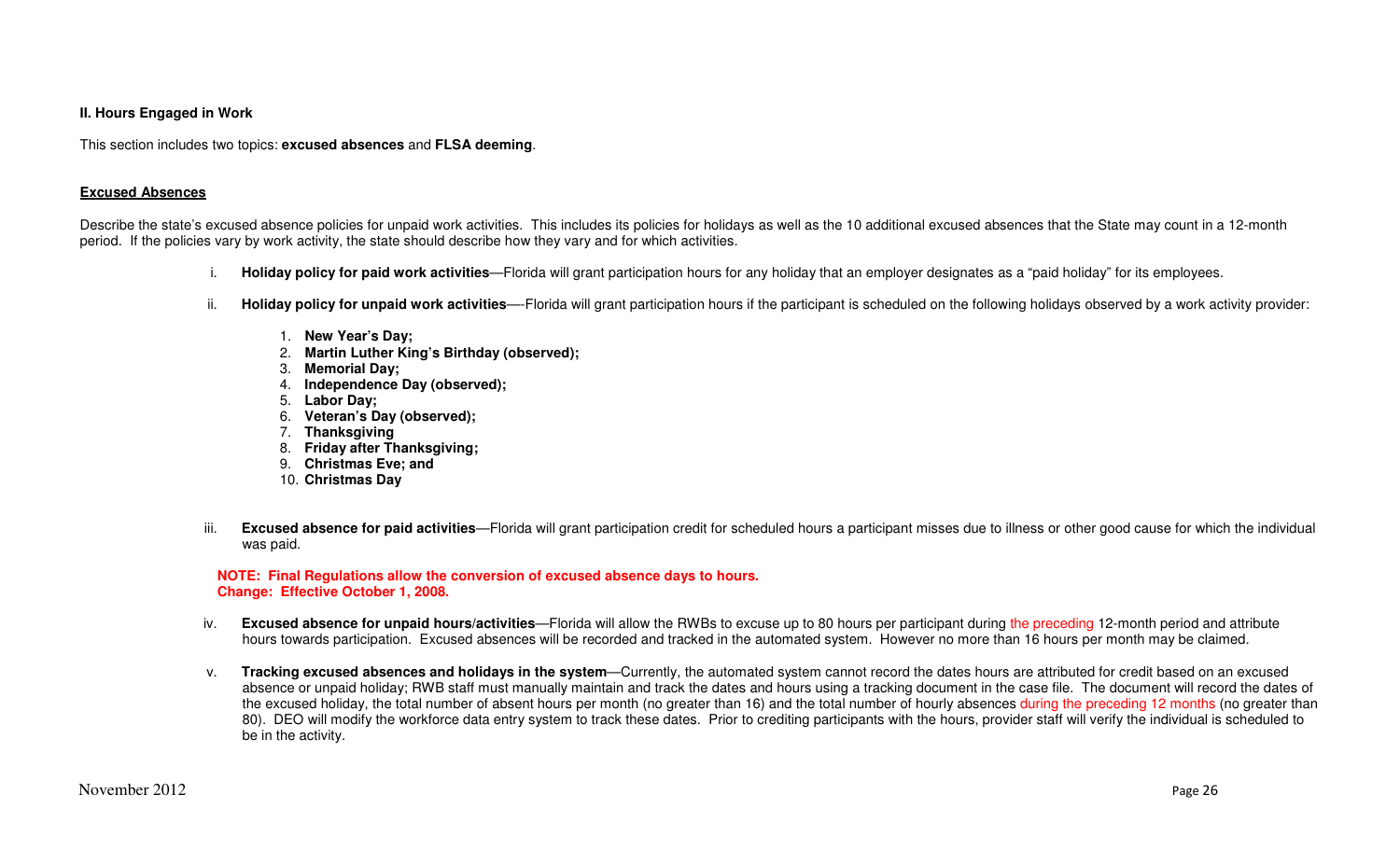**II. Hours Engaged in Work**

This section includes two topics: **excused absences** and **FLSA deeming**.

**Excused Absences**

Describe the state's excused absence policies for unpaid work activities. This includes its policies for holidays as well as the 10 additional excused absences that the State may count in a 12-month period. If the policies vary by work activity, the state should describe how they vary and for which activities.

i. **Holiday policy for paid work activities**—Florida will grant participation hours for any holiday that an employer designates as a "paid holiday" for its employees.

ii. **Holiday policy for unpaid work activities**—-Florida will grant participation hours if the participant is scheduled on the following holidays observed by a work activity provider:

1. **New Year's Day;**
2. **Martin Luther King's Birthday (observed);**
3. **Memorial Day;**
4. **Independence Day (observed);**
5. **Labor Day;**
6. **Veteran's Day (observed);**
7. **Thanksgiving**
8. **Friday after Thanksgiving;**
9. **Christmas Eve; and**
10. **Christmas Day**

iii. **Excused absence for paid activities**—Florida will grant participation credit for scheduled hours a participant misses due to illness or other good cause for which the individual was paid.

**NOTE: Final Regulations allow the conversion of excused absence days to hours.**
**Change: Effective October 1, 2008.**

iv. **Excused absence for unpaid hours/activities**—Florida will allow the RWBs to excuse up to 80 hours per participant during the preceding 12-month period and attribute hours towards participation. Excused absences will be recorded and tracked in the automated system. However no more than 16 hours per month may be claimed.

v. **Tracking excused absences and holidays in the system**—Currently, the automated system cannot record the dates hours are attributed for credit based on an excused absence or unpaid holiday; RWB staff must manually maintain and track the dates and hours using a tracking document in the case file. The document will record the dates of the excused holiday, the total number of absent hours per month (no greater than 16) and the total number of hourly absences during the preceding 12 months (no greater than 80). DEO will modify the workforce data entry system to track these dates. Prior to crediting participants with the hours, provider staff will verify the individual is scheduled to be in the activity.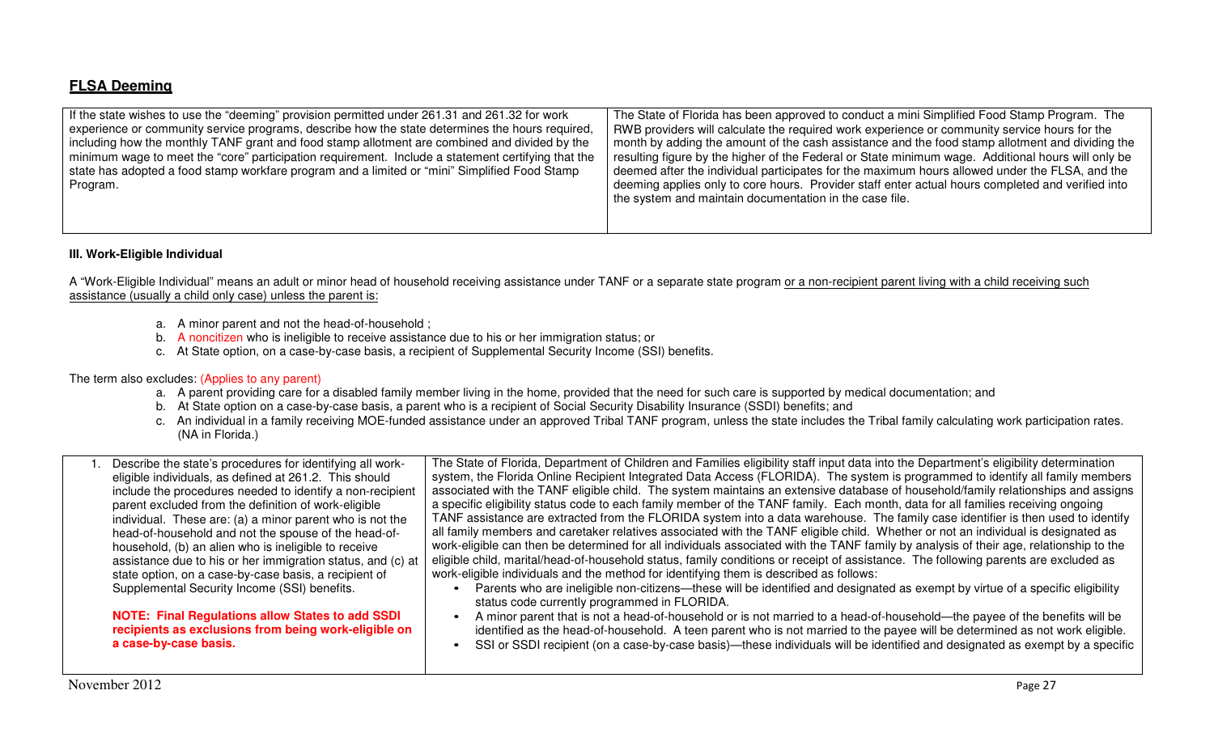## **FLSA Deeming**

| If the state wishes to use the "deeming" provision permitted under 261.31 and 261.32 for work experience or community service programs, describe how the state determines the hours required, including how the monthly TANF grant and food stamp allotment are combined and divided by the minimum wage to meet the "core" participation requirement. Include a statement certifying that the state has adopted a food stamp workfare program and a limited or "mini" Simplified Food Stamp Program. | The State of Florida has been approved to conduct a mini Simplified Food Stamp Program. The RWB providers will calculate the required work experience or community service hours for the month by adding the amount of the cash assistance and the food stamp allotment and dividing the resulting figure by the higher of the Federal or State minimum wage. Additional hours will only be deemed after the individual participates for the maximum hours allowed under the FLSA, and the deeming applies only to core hours. Provider staff enter actual hours completed and verified into the system and maintain documentation in the case file. |
|---|---|

**III. Work-Eligible Individual**

A "Work-Eligible Individual" means an adult or minor head of household receiving assistance under TANF or a separate state program or a non-recipient parent living with a child receiving such assistance (usually a child only case) unless the parent is:

a. A minor parent and not the head-of-household ;
b. A noncitizen who is ineligible to receive assistance due to his or her immigration status; or
c. At State option, on a case-by-case basis, a recipient of Supplemental Security Income (SSI) benefits.

The term also excludes: (Applies to any parent)

a. A parent providing care for a disabled family member living in the home, provided that the need for such care is supported by medical documentation; and
b. At State option on a case-by-case basis, a parent who is a recipient of Social Security Disability Insurance (SSDI) benefits; and
c. An individual in a family receiving MOE-funded assistance under an approved Tribal TANF program, unless the state includes the Tribal family calculating work participation rates. (NA in Florida.)

| 1. Describe the state's procedures for identifying all work-eligible individuals, as defined at 261.2. This should include the procedures needed to identify a non-recipient parent excluded from the definition of work-eligible individual. These are: (a) a minor parent who is not the head-of-household and not the spouse of the head-of-household, (b) an alien who is ineligible to receive assistance due to his or her immigration status, and (c) at state option, on a case-by-case basis, a recipient of Supplemental Security Income (SSI) benefits.<br><br>**NOTE: Final Regulations allow States to add SSDI recipients as exclusions from being work-eligible on a case-by-case basis.** | The State of Florida, Department of Children and Families eligibility staff input data into the Department's eligibility determination system, the Florida Online Recipient Integrated Data Access (FLORIDA). The system is programmed to identify all family members associated with the TANF eligible child. The system maintains an extensive database of household/family relationships and assigns a specific eligibility status code to each family member of the TANF family. Each month, data for all families receiving ongoing TANF assistance are extracted from the FLORIDA system into a data warehouse. The family case identifier is then used to identify all family members and caretaker relatives associated with the TANF eligible child. Whether or not an individual is designated as work-eligible can then be determined for all individuals associated with the TANF family by analysis of their age, relationship to the eligible child, marital/head-of-household status, family conditions or receipt of assistance. The following parents are excluded as work-eligible individuals and the method for identifying them is described as follows:<br>• Parents who are ineligible non-citizens—these will be identified and designated as exempt by virtue of a specific eligibility status code currently programmed in FLORIDA.<br>• A minor parent that is not a head-of-household or is not married to a head-of-household—the payee of the benefits will be identified as the head-of-household. A teen parent who is not married to the payee will be determined as not work eligible.<br>• SSI or SSDI recipient (on a case-by-case basis)—these individuals will be identified and designated as exempt by a specific |
|---|---|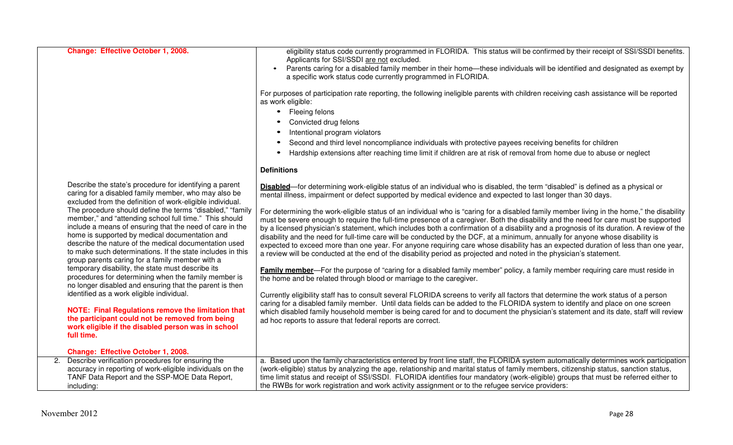| | |
|---|---|
| **Change: Effective October 1, 2008.** | eligibility status code currently programmed in FLORIDA. This status will be confirmed by their receipt of SSI/SSDI benefits. Applicants for SSI/SSDI are not excluded.<br>• Parents caring for a disabled family member in their home—these individuals will be identified and designated as exempt by a specific work status code currently programmed in FLORIDA.<br><br>For purposes of participation rate reporting, the following ineligible parents with children receiving cash assistance will be reported as work eligible:<br>• Fleeing felons<br>• Convicted drug felons<br>• Intentional program violators<br>• Second and third level noncompliance individuals with protective payees receiving benefits for children<br>• Hardship extensions after reaching time limit if children are at risk of removal from home due to abuse or neglect<br><br>**Definitions** |
| Describe the state's procedure for identifying a parent caring for a disabled family member, who may also be excluded from the definition of work-eligible individual. The procedure should define the terms "disabled," "family member," and "attending school full time." This should include a means of ensuring that the need of care in the home is supported by medical documentation and describe the nature of the medical documentation used to make such determinations. If the state includes in this group parents caring for a family member with a temporary disability, the state must describe its procedures for determining when the family member is no longer disabled and ensuring that the parent is then identified as a work eligible individual.<br><br>**NOTE: Final Regulations remove the limitation that the participant could not be removed from being work eligible if the disabled person was in school full time.**<br><br>**Change: Effective October 1, 2008.** | **Disabled**—for determining work-eligible status of an individual who is disabled, the term "disabled" is defined as a physical or mental illness, impairment or defect supported by medical evidence and expected to last longer than 30 days.<br><br>For determining the work-eligible status of an individual who is "caring for a disabled family member living in the home," the disability must be severe enough to require the full-time presence of a caregiver. Both the disability and the need for care must be supported by a licensed physician's statement, which includes both a confirmation of a disability and a prognosis of its duration. A review of the disability and the need for full-time care will be conducted by the DCF, at a minimum, annually for anyone whose disability is expected to exceed more than one year. For anyone requiring care whose disability has an expected duration of less than one year, a review will be conducted at the end of the disability period as projected and noted in the physician's statement.<br><br>**Family member**—For the purpose of "caring for a disabled family member" policy, a family member requiring care must reside in the home and be related through blood or marriage to the caregiver.<br><br>Currently eligibility staff has to consult several FLORIDA screens to verify all factors that determine the work status of a person caring for a disabled family member. Until data fields can be added to the FLORIDA system to identify and place on one screen which disabled family household member is being cared for and to document the physician's statement and its date, staff will review ad hoc reports to assure that federal reports are correct. |
| 2. Describe verification procedures for ensuring the accuracy in reporting of work-eligible individuals on the TANF Data Report and the SSP-MOE Data Report, including: | a. Based upon the family characteristics entered by front line staff, the FLORIDA system automatically determines work participation (work-eligible) status by analyzing the age, relationship and marital status of family members, citizenship status, sanction status, time limit status and receipt of SSI/SSDI. FLORIDA identifies four mandatory (work-eligible) groups that must be referred either to the RWBs for work registration and work activity assignment or to the refugee service providers: |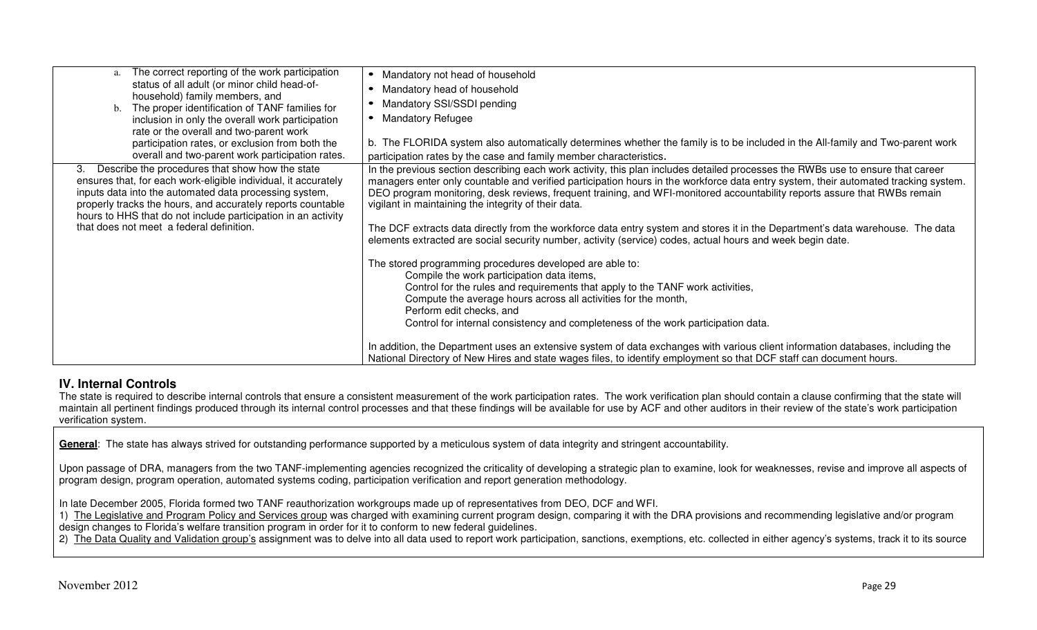| | |
|---|---|
| a. The correct reporting of the work participation status of all adult (or minor child head-of-household) family members, and<br>b. The proper identification of TANF families for inclusion in only the overall work participation rate or the overall and two-parent work participation rates, or exclusion from both the overall and two-parent work participation rates. | • Mandatory not head of household<br>• Mandatory head of household<br>• Mandatory SSI/SSDI pending<br>• Mandatory Refugee<br><br>b. The FLORIDA system also automatically determines whether the family is to be included in the All-family and Two-parent work participation rates by the case and family member characteristics. |
| 3. Describe the procedures that show how the state ensures that, for each work-eligible individual, it accurately inputs data into the automated data processing system, properly tracks the hours, and accurately reports countable hours to HHS that do not include participation in an activity that does not meet a federal definition. | In the previous section describing each work activity, this plan includes detailed processes the RWBs use to ensure that career managers enter only countable and verified participation hours in the workforce data entry system, their automated tracking system. DEO program monitoring, desk reviews, frequent training, and WFI-monitored accountability reports assure that RWBs remain vigilant in maintaining the integrity of their data.<br><br>The DCF extracts data directly from the workforce data entry system and stores it in the Department's data warehouse. The data elements extracted are social security number, activity (service) codes, actual hours and week begin date.<br><br>The stored programming procedures developed are able to:<br>Compile the work participation data items,<br>Control for the rules and requirements that apply to the TANF work activities,<br>Compute the average hours across all activities for the month,<br>Perform edit checks, and<br>Control for internal consistency and completeness of the work participation data.<br><br>In addition, the Department uses an extensive system of data exchanges with various client information databases, including the National Directory of New Hires and state wages files, to identify employment so that DCF staff can document hours. |

## IV. Internal Controls

The state is required to describe internal controls that ensure a consistent measurement of the work participation rates. The work verification plan should contain a clause confirming that the state will maintain all pertinent findings produced through its internal control processes and that these findings will be available for use by ACF and other auditors in their review of the state's work participation verification system.

**General**: The state has always strived for outstanding performance supported by a meticulous system of data integrity and stringent accountability.

Upon passage of DRA, managers from the two TANF-implementing agencies recognized the criticality of developing a strategic plan to examine, look for weaknesses, revise and improve all aspects of program design, program operation, automated systems coding, participation verification and report generation methodology.

In late December 2005, Florida formed two TANF reauthorization workgroups made up of representatives from DEO, DCF and WFI.

1) The Legislative and Program Policy and Services group was charged with examining current program design, comparing it with the DRA provisions and recommending legislative and/or program design changes to Florida's welfare transition program in order for it to conform to new federal guidelines.

2) The Data Quality and Validation group's assignment was to delve into all data used to report work participation, sanctions, exemptions, etc. collected in either agency's systems, track it to its source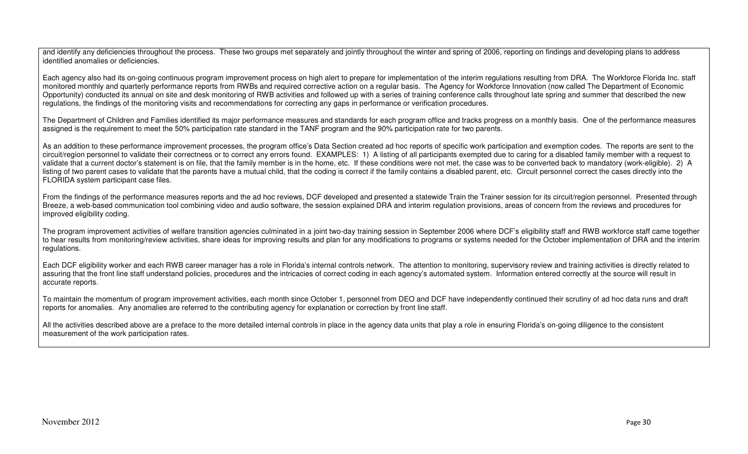and identify any deficiencies throughout the process. These two groups met separately and jointly throughout the winter and spring of 2006, reporting on findings and developing plans to address identified anomalies or deficiencies.

Each agency also had its on-going continuous program improvement process on high alert to prepare for implementation of the interim regulations resulting from DRA. The Workforce Florida Inc. staff monitored monthly and quarterly performance reports from RWBs and required corrective action on a regular basis. The Agency for Workforce Innovation (now called The Department of Economic Opportunity) conducted its annual on site and desk monitoring of RWB activities and followed up with a series of training conference calls throughout late spring and summer that described the new regulations, the findings of the monitoring visits and recommendations for correcting any gaps in performance or verification procedures.

The Department of Children and Families identified its major performance measures and standards for each program office and tracks progress on a monthly basis. One of the performance measures assigned is the requirement to meet the 50% participation rate standard in the TANF program and the 90% participation rate for two parents.

As an addition to these performance improvement processes, the program office's Data Section created ad hoc reports of specific work participation and exemption codes. The reports are sent to the circuit/region personnel to validate their correctness or to correct any errors found. EXAMPLES: 1) A listing of all participants exempted due to caring for a disabled family member with a request to validate that a current doctor's statement is on file, that the family member is in the home, etc. If these conditions were not met, the case was to be converted back to mandatory (work-eligible). 2) A listing of two parent cases to validate that the parents have a mutual child, that the coding is correct if the family contains a disabled parent, etc. Circuit personnel correct the cases directly into the FLORIDA system participant case files.

From the findings of the performance measures reports and the ad hoc reviews, DCF developed and presented a statewide Train the Trainer session for its circuit/region personnel. Presented through Breeze, a web-based communication tool combining video and audio software, the session explained DRA and interim regulation provisions, areas of concern from the reviews and procedures for improved eligibility coding.

The program improvement activities of welfare transition agencies culminated in a joint two-day training session in September 2006 where DCF's eligibility staff and RWB workforce staff came together to hear results from monitoring/review activities, share ideas for improving results and plan for any modifications to programs or systems needed for the October implementation of DRA and the interim regulations.

Each DCF eligibility worker and each RWB career manager has a role in Florida's internal controls network. The attention to monitoring, supervisory review and training activities is directly related to assuring that the front line staff understand policies, procedures and the intricacies of correct coding in each agency's automated system. Information entered correctly at the source will result in accurate reports.

To maintain the momentum of program improvement activities, each month since October 1, personnel from DEO and DCF have independently continued their scrutiny of ad hoc data runs and draft reports for anomalies. Any anomalies are referred to the contributing agency for explanation or correction by front line staff.

All the activities described above are a preface to the more detailed internal controls in place in the agency data units that play a role in ensuring Florida's on-going diligence to the consistent measurement of the work participation rates.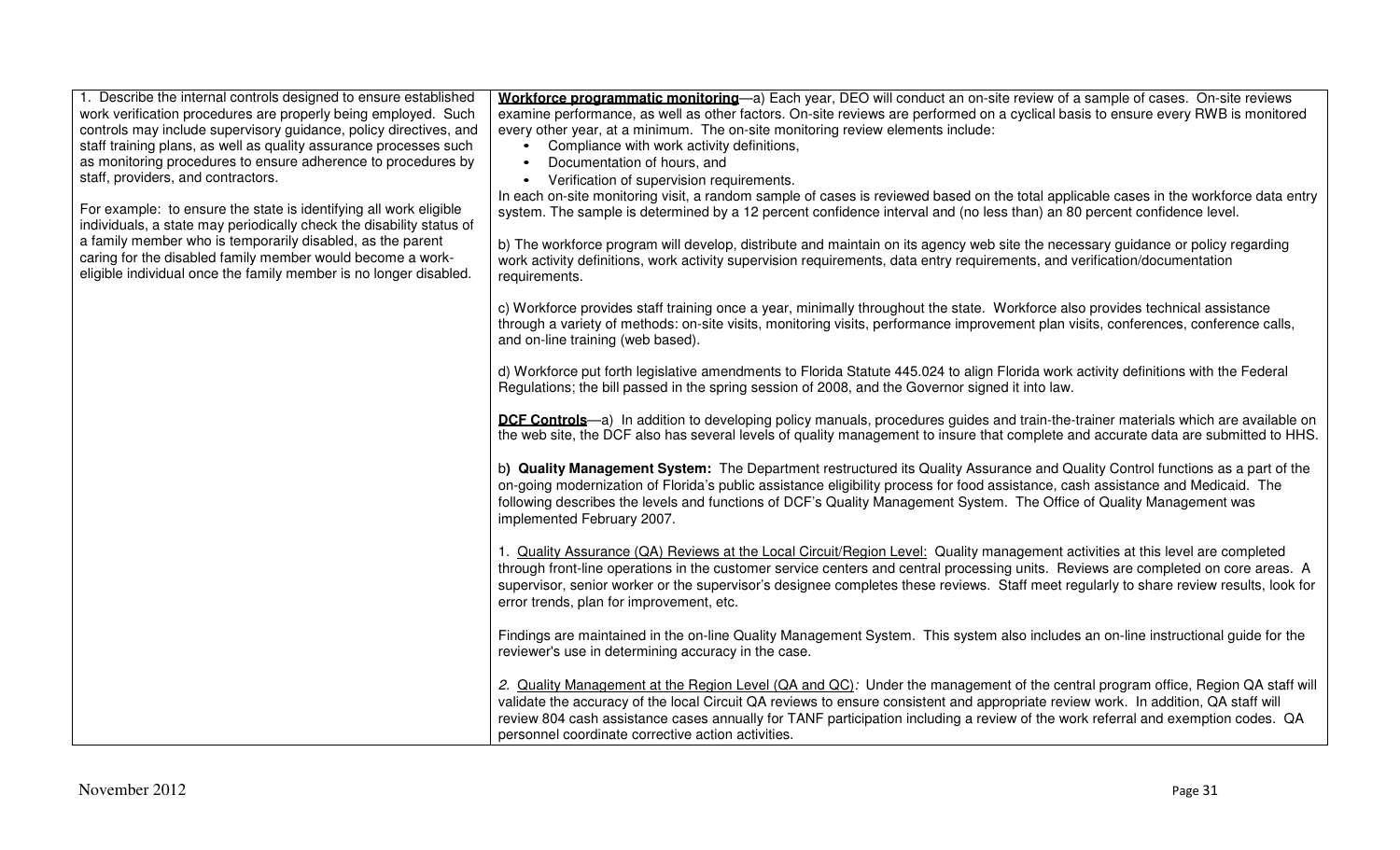| | |
|---|---|
| 1. Describe the internal controls designed to ensure established work verification procedures are properly being employed. Such controls may include supervisory guidance, policy directives, and staff training plans, as well as quality assurance processes such as monitoring procedures to ensure adherence to procedures by staff, providers, and contractors.<br><br>For example: to ensure the state is identifying all work eligible individuals, a state may periodically check the disability status of a family member who is temporarily disabled, as the parent caring for the disabled family member would become a work-eligible individual once the family member is no longer disabled. | **Workforce programmatic monitoring**—a) Each year, DEO will conduct an on-site review of a sample of cases. On-site reviews examine performance, as well as other factors. On-site reviews are performed on a cyclical basis to ensure every RWB is monitored every other year, at a minimum. The on-site monitoring review elements include:<br>• Compliance with work activity definitions,<br>• Documentation of hours, and<br>• Verification of supervision requirements.<br>In each on-site monitoring visit, a random sample of cases is reviewed based on the total applicable cases in the workforce data entry system. The sample is determined by a 12 percent confidence interval and (no less than) an 80 percent confidence level.<br><br>b) The workforce program will develop, distribute and maintain on its agency web site the necessary guidance or policy regarding work activity definitions, work activity supervision requirements, data entry requirements, and verification/documentation requirements.<br><br>c) Workforce provides staff training once a year, minimally throughout the state. Workforce also provides technical assistance through a variety of methods: on-site visits, monitoring visits, performance improvement plan visits, conferences, conference calls, and on-line training (web based).<br><br>d) Workforce put forth legislative amendments to Florida Statute 445.024 to align Florida work activity definitions with the Federal Regulations; the bill passed in the spring session of 2008, and the Governor signed it into law.<br><br>**DCF Controls**—a) In addition to developing policy manuals, procedures guides and train-the-trainer materials which are available on the web site, the DCF also has several levels of quality management to insure that complete and accurate data are submitted to HHS.<br><br>b**) Quality Management System:** The Department restructured its Quality Assurance and Quality Control functions as a part of the on-going modernization of Florida's public assistance eligibility process for food assistance, cash assistance and Medicaid. The following describes the levels and functions of DCF's Quality Management System. The Office of Quality Management was implemented February 2007.<br><br>1. Quality Assurance (QA) Reviews at the Local Circuit/Region Level: Quality management activities at this level are completed through front-line operations in the customer service centers and central processing units. Reviews are completed on core areas. A supervisor, senior worker or the supervisor's designee completes these reviews. Staff meet regularly to share review results, look for error trends, plan for improvement, etc.<br><br>Findings are maintained in the on-line Quality Management System. This system also includes an on-line instructional guide for the reviewer's use in determining accuracy in the case.<br><br>*2.* Quality Management at the Region Level (QA and QC)*:* Under the management of the central program office, Region QA staff will validate the accuracy of the local Circuit QA reviews to ensure consistent and appropriate review work. In addition, QA staff will review 804 cash assistance cases annually for TANF participation including a review of the work referral and exemption codes. QA personnel coordinate corrective action activities. |

November 2012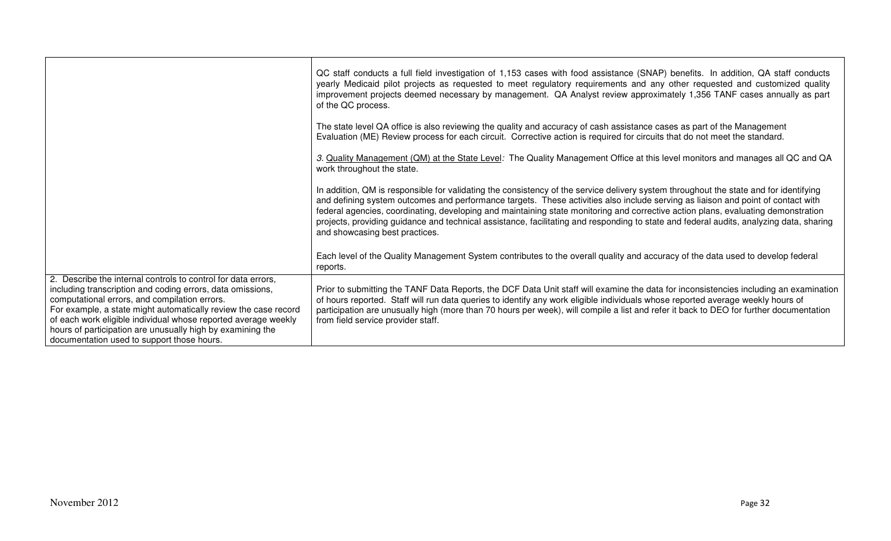| | |
|---|---|
| | QC staff conducts a full field investigation of 1,153 cases with food assistance (SNAP) benefits. In addition, QA staff conducts yearly Medicaid pilot projects as requested to meet regulatory requirements and any other requested and customized quality improvement projects deemed necessary by management. QA Analyst review approximately 1,356 TANF cases annually as part of the QC process.<br><br>The state level QA office is also reviewing the quality and accuracy of cash assistance cases as part of the Management Evaluation (ME) Review process for each circuit. Corrective action is required for circuits that do not meet the standard.<br><br>*3.* <u>Quality Management (QM) at the State Level</u>*:* The Quality Management Office at this level monitors and manages all QC and QA work throughout the state.<br><br>In addition, QM is responsible for validating the consistency of the service delivery system throughout the state and for identifying and defining system outcomes and performance targets. These activities also include serving as liaison and point of contact with federal agencies, coordinating, developing and maintaining state monitoring and corrective action plans, evaluating demonstration projects, providing guidance and technical assistance, facilitating and responding to state and federal audits, analyzing data, sharing and showcasing best practices.<br><br>Each level of the Quality Management System contributes to the overall quality and accuracy of the data used to develop federal reports. |
| 2. Describe the internal controls to control for data errors, including transcription and coding errors, data omissions, computational errors, and compilation errors.<br>For example, a state might automatically review the case record of each work eligible individual whose reported average weekly hours of participation are unusually high by examining the documentation used to support those hours. | Prior to submitting the TANF Data Reports, the DCF Data Unit staff will examine the data for inconsistencies including an examination of hours reported. Staff will run data queries to identify any work eligible individuals whose reported average weekly hours of participation are unusually high (more than 70 hours per week), will compile a list and refer it back to DEO for further documentation from field service provider staff. |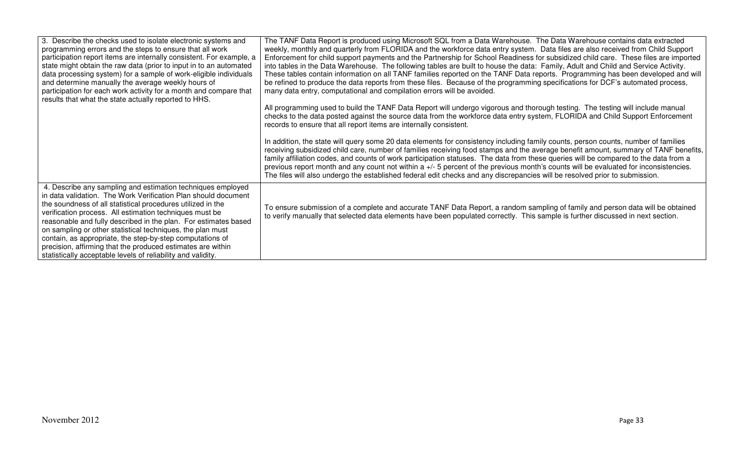| | |
|---|---|
| 3. Describe the checks used to isolate electronic systems and programming errors and the steps to ensure that all work participation report items are internally consistent. For example, a state might obtain the raw data (prior to input in to an automated data processing system) for a sample of work-eligible individuals and determine manually the average weekly hours of participation for each work activity for a month and compare that results that what the state actually reported to HHS. | The TANF Data Report is produced using Microsoft SQL from a Data Warehouse. The Data Warehouse contains data extracted weekly, monthly and quarterly from FLORIDA and the workforce data entry system. Data files are also received from Child Support Enforcement for child support payments and the Partnership for School Readiness for subsidized child care. These files are imported into tables in the Data Warehouse. The following tables are built to house the data: Family, Adult and Child and Service Activity. These tables contain information on all TANF families reported on the TANF Data reports. Programming has been developed and will be refined to produce the data reports from these files. Because of the programming specifications for DCF's automated process, many data entry, computational and compilation errors will be avoided.<br><br>All programming used to build the TANF Data Report will undergo vigorous and thorough testing. The testing will include manual checks to the data posted against the source data from the workforce data entry system, FLORIDA and Child Support Enforcement records to ensure that all report items are internally consistent.<br><br>In addition, the state will query some 20 data elements for consistency including family counts, person counts, number of families receiving subsidized child care, number of families receiving food stamps and the average benefit amount, summary of TANF benefits, family affiliation codes, and counts of work participation statuses. The data from these queries will be compared to the data from a previous report month and any count not within a +/- 5 percent of the previous month's counts will be evaluated for inconsistencies. The files will also undergo the established federal edit checks and any discrepancies will be resolved prior to submission. |
| 4. Describe any sampling and estimation techniques employed in data validation. The Work Verification Plan should document the soundness of all statistical procedures utilized in the verification process. All estimation techniques must be reasonable and fully described in the plan. For estimates based on sampling or other statistical techniques, the plan must contain, as appropriate, the step-by-step computations of precision, affirming that the produced estimates are within statistically acceptable levels of reliability and validity. | To ensure submission of a complete and accurate TANF Data Report, a random sampling of family and person data will be obtained to verify manually that selected data elements have been populated correctly. This sample is further discussed in next section. |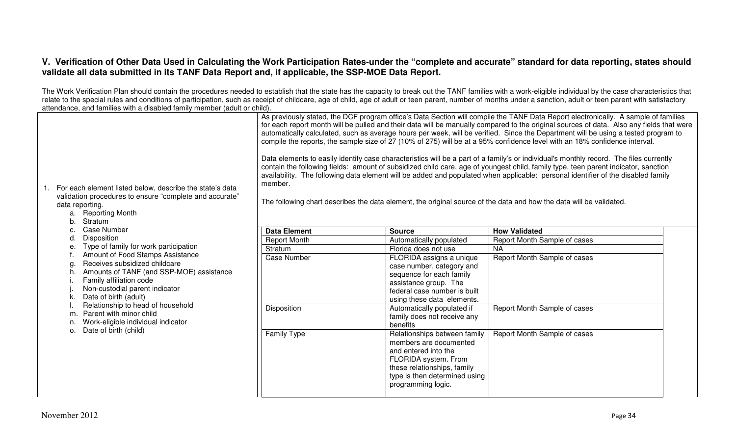## V. Verification of Other Data Used in Calculating the Work Participation Rates-under the "complete and accurate" standard for data reporting, states should validate all data submitted in its TANF Data Report and, if applicable, the SSP-MOE Data Report.

The Work Verification Plan should contain the procedures needed to establish that the state has the capacity to break out the TANF families with a work-eligible individual by the case characteristics that relate to the special rules and conditions of participation, such as receipt of childcare, age of child, age of adult or teen parent, number of months under a sanction, adult or teen parent with satisfactory attendance, and families with a disabled family member (adult or child).

1. For each element listed below, describe the state's data validation procedures to ensure "complete and accurate" data reporting.
   a. Reporting Month
   b. Stratum
   c. Case Number
   d. Disposition
   e. Type of family for work participation
   f. Amount of Food Stamps Assistance
   g. Receives subsidized childcare
   h. Amounts of TANF (and SSP-MOE) assistance
   i. Family affiliation code
   j. Non-custodial parent indicator
   k. Date of birth (adult)
   l. Relationship to head of household
   m. Parent with minor child
   n. Work-eligible individual indicator
   o. Date of birth (child)

As previously stated, the DCF program office's Data Section will compile the TANF Data Report electronically. A sample of families for each report month will be pulled and their data will be manually compared to the original sources of data. Also any fields that were automatically calculated, such as average hours per week, will be verified. Since the Department will be using a tested program to compile the reports, the sample size of 27 (10% of 275) will be at a 95% confidence level with an 18% confidence interval.

Data elements to easily identify case characteristics will be a part of a family's or individual's monthly record. The files currently contain the following fields: amount of subsidized child care, age of youngest child, family type, teen parent indicator, sanction availability. The following data element will be added and populated when applicable: personal identifier of the disabled family member.

The following chart describes the data element, the original source of the data and how the data will be validated.

| Data Element | Source | How Validated |
|---|---|---|
| Report Month | Automatically populated | Report Month Sample of cases |
| Stratum | Florida does not use | NA |
| Case Number | FLORIDA assigns a unique case number, category and sequence for each family assistance group. The federal case number is built using these data elements. | Report Month Sample of cases |
| Disposition | Automatically populated if family does not receive any benefits | Report Month Sample of cases |
| Family Type | Relationships between family members are documented and entered into the FLORIDA system. From these relationships, family type is then determined using programming logic. | Report Month Sample of cases |

November 2012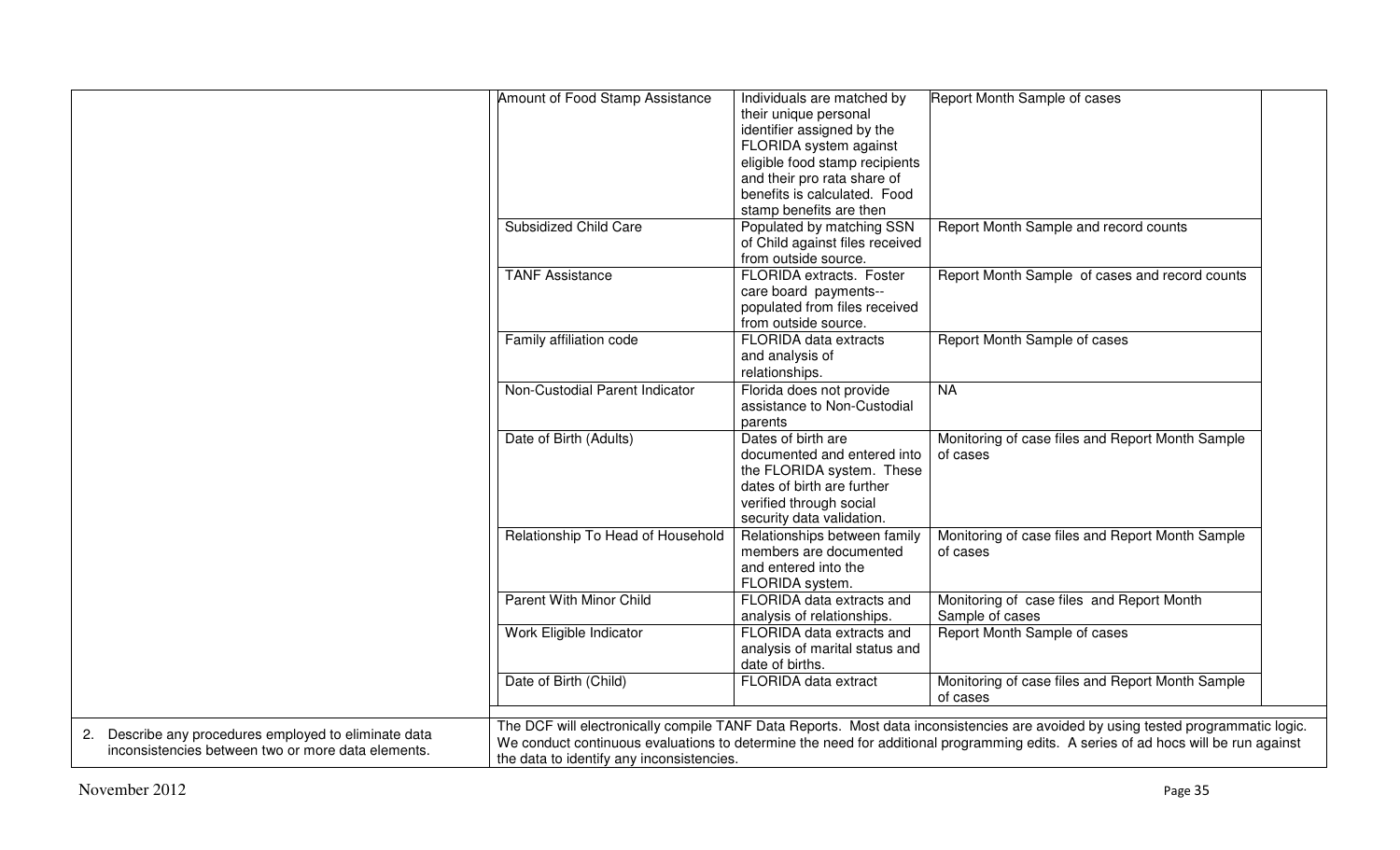| | | | | |
|---|---|---|---|---|
| | Amount of Food Stamp Assistance | Individuals are matched by their unique personal identifier assigned by the FLORIDA system against eligible food stamp recipients and their pro rata share of benefits is calculated. Food stamp benefits are then | Report Month Sample of cases | |
| | Subsidized Child Care | Populated by matching SSN of Child against files received from outside source. | Report Month Sample and record counts | |
| | TANF Assistance | FLORIDA extracts. Foster care board payments--populated from files received from outside source. | Report Month Sample of cases and record counts | |
| | Family affiliation code | FLORIDA data extracts and analysis of relationships. | Report Month Sample of cases | |
| | Non-Custodial Parent Indicator | Florida does not provide assistance to Non-Custodial parents | NA | |
| | Date of Birth (Adults) | Dates of birth are documented and entered into the FLORIDA system. These dates of birth are further verified through social security data validation. | Monitoring of case files and Report Month Sample of cases | |
| | Relationship To Head of Household | Relationships between family members are documented and entered into the FLORIDA system. | Monitoring of case files and Report Month Sample of cases | |
| | Parent With Minor Child | FLORIDA data extracts and analysis of relationships. | Monitoring of case files and Report Month Sample of cases | |
| | Work Eligible Indicator | FLORIDA data extracts and analysis of marital status and date of births. | Report Month Sample of cases | |
| | Date of Birth (Child) | FLORIDA data extract | Monitoring of case files and Report Month Sample of cases | |
| 2. Describe any procedures employed to eliminate data inconsistencies between two or more data elements. | The DCF will electronically compile TANF Data Reports. Most data inconsistencies are avoided by using tested programmatic logic. We conduct continuous evaluations to determine the need for additional programming edits. A series of ad hocs will be run against the data to identify any inconsistencies. | | | |

November 2012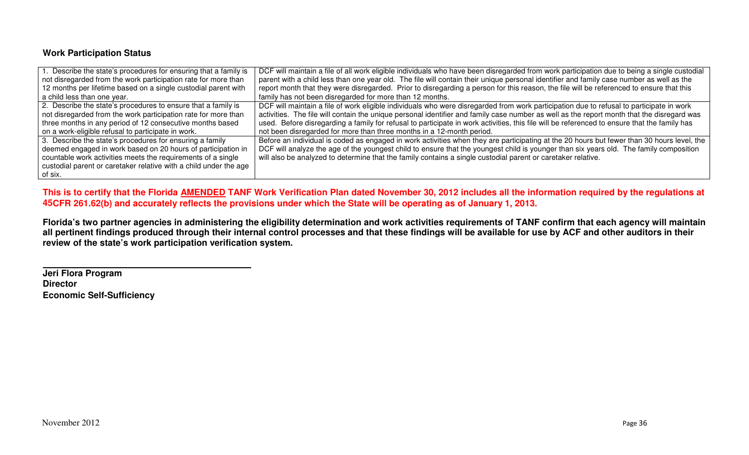### Work Participation Status

| | |
|---|---|
| 1. Describe the state's procedures for ensuring that a family is not disregarded from the work participation rate for more than 12 months per lifetime based on a single custodial parent with a child less than one year. | DCF will maintain a file of all work eligible individuals who have been disregarded from work participation due to being a single custodial parent with a child less than one year old. The file will contain their unique personal identifier and family case number as well as the report month that they were disregarded. Prior to disregarding a person for this reason, the file will be referenced to ensure that this family has not been disregarded for more than 12 months. |
| 2. Describe the state's procedures to ensure that a family is not disregarded from the work participation rate for more than three months in any period of 12 consecutive months based on a work-eligible refusal to participate in work. | DCF will maintain a file of work eligible individuals who were disregarded from work participation due to refusal to participate in work activities. The file will contain the unique personal identifier and family case number as well as the report month that the disregard was used. Before disregarding a family for refusal to participate in work activities, this file will be referenced to ensure that the family has not been disregarded for more than three months in a 12-month period. |
| 3. Describe the state's procedures for ensuring a family deemed engaged in work based on 20 hours of participation in countable work activities meets the requirements of a single custodial parent or caretaker relative with a child under the age of six. | Before an individual is coded as engaged in work activities when they are participating at the 20 hours but fewer than 30 hours level, the DCF will analyze the age of the youngest child to ensure that the youngest child is younger than six years old. The family composition will also be analyzed to determine that the family contains a single custodial parent or caretaker relative. |

**This is to certify that the Florida AMENDED TANF Work Verification Plan dated November 30, 2012 includes all the information required by the regulations at 45CFR 261.62(b) and accurately reflects the provisions under which the State will be operating as of January 1, 2013.**

**Florida's two partner agencies in administering the eligibility determination and work activities requirements of TANF confirm that each agency will maintain all pertinent findings produced through their internal control processes and that these findings will be available for use by ACF and other auditors in their review of the state's work participation verification system.**

**Jeri Flora Program**
**Director**
**Economic Self-Sufficiency**

November 2012